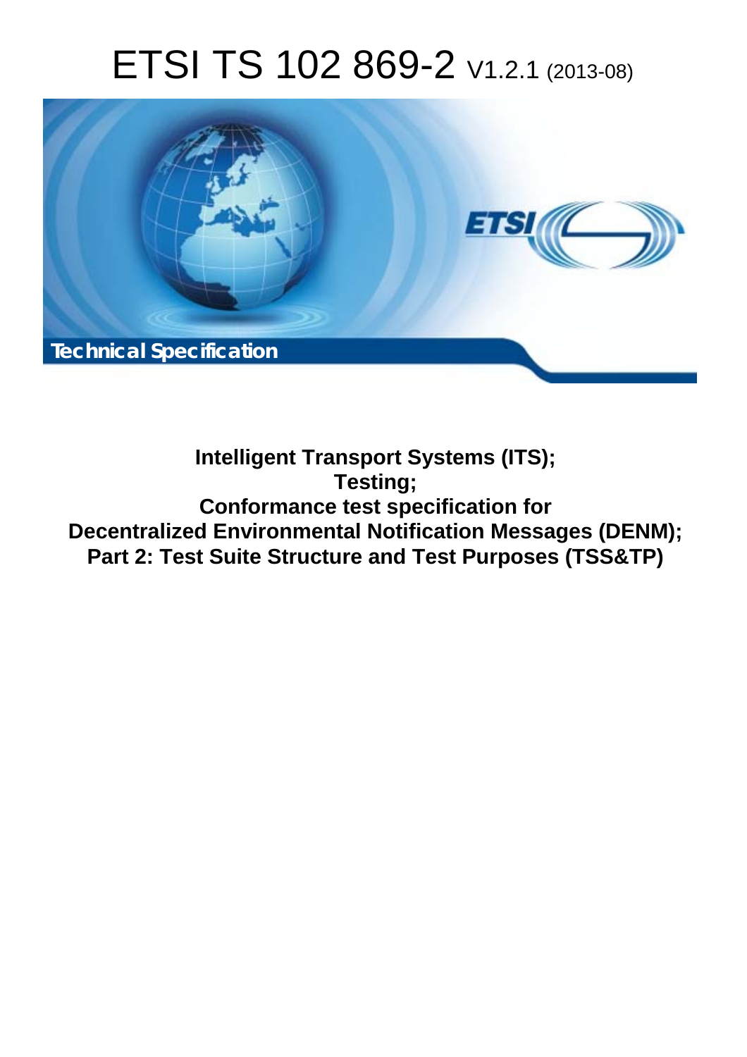# ETSI TS 102 869-2 V1.2.1 (2013-08)

Technical Specification

**Intelligent Transport Systems (ITS);**
**Testing;**
**Conformance test specification for**
**Decentralized Environmental Notification Messages (DENM);**
**Part 2: Test Suite Structure and Test Purposes (TSS&TP)**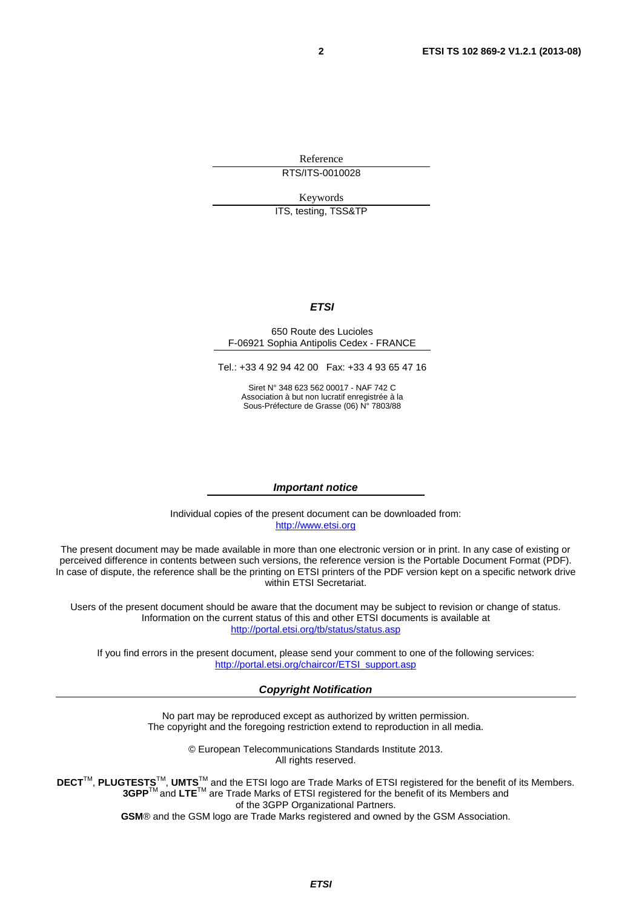Reference

RTS/ITS-0010028

Keywords

ITS, testing, TSS&TP

***ETSI***

650 Route des Lucioles
F-06921 Sophia Antipolis Cedex - FRANCE

Tel.: +33 4 92 94 42 00 Fax: +33 4 93 65 47 16

Siret N° 348 623 562 00017 - NAF 742 C
Association à but non lucratif enregistrée à la
Sous-Préfecture de Grasse (06) N° 7803/88

***Important notice***

Individual copies of the present document can be downloaded from:
http://www.etsi.org

The present document may be made available in more than one electronic version or in print. In any case of existing or perceived difference in contents between such versions, the reference version is the Portable Document Format (PDF). In case of dispute, the reference shall be the printing on ETSI printers of the PDF version kept on a specific network drive within ETSI Secretariat.

Users of the present document should be aware that the document may be subject to revision or change of status. Information on the current status of this and other ETSI documents is available at
http://portal.etsi.org/tb/status/status.asp

If you find errors in the present document, please send your comment to one of the following services:
http://portal.etsi.org/chaircor/ETSI_support.asp

***Copyright Notification***

No part may be reproduced except as authorized by written permission.
The copyright and the foregoing restriction extend to reproduction in all media.

© European Telecommunications Standards Institute 2013.
All rights reserved.

**DECT**™, **PLUGTESTS**™, **UMTS**™ and the ETSI logo are Trade Marks of ETSI registered for the benefit of its Members.
**3GPP**™ and **LTE**™ are Trade Marks of ETSI registered for the benefit of its Members and of the 3GPP Organizational Partners.
**GSM**® and the GSM logo are Trade Marks registered and owned by the GSM Association.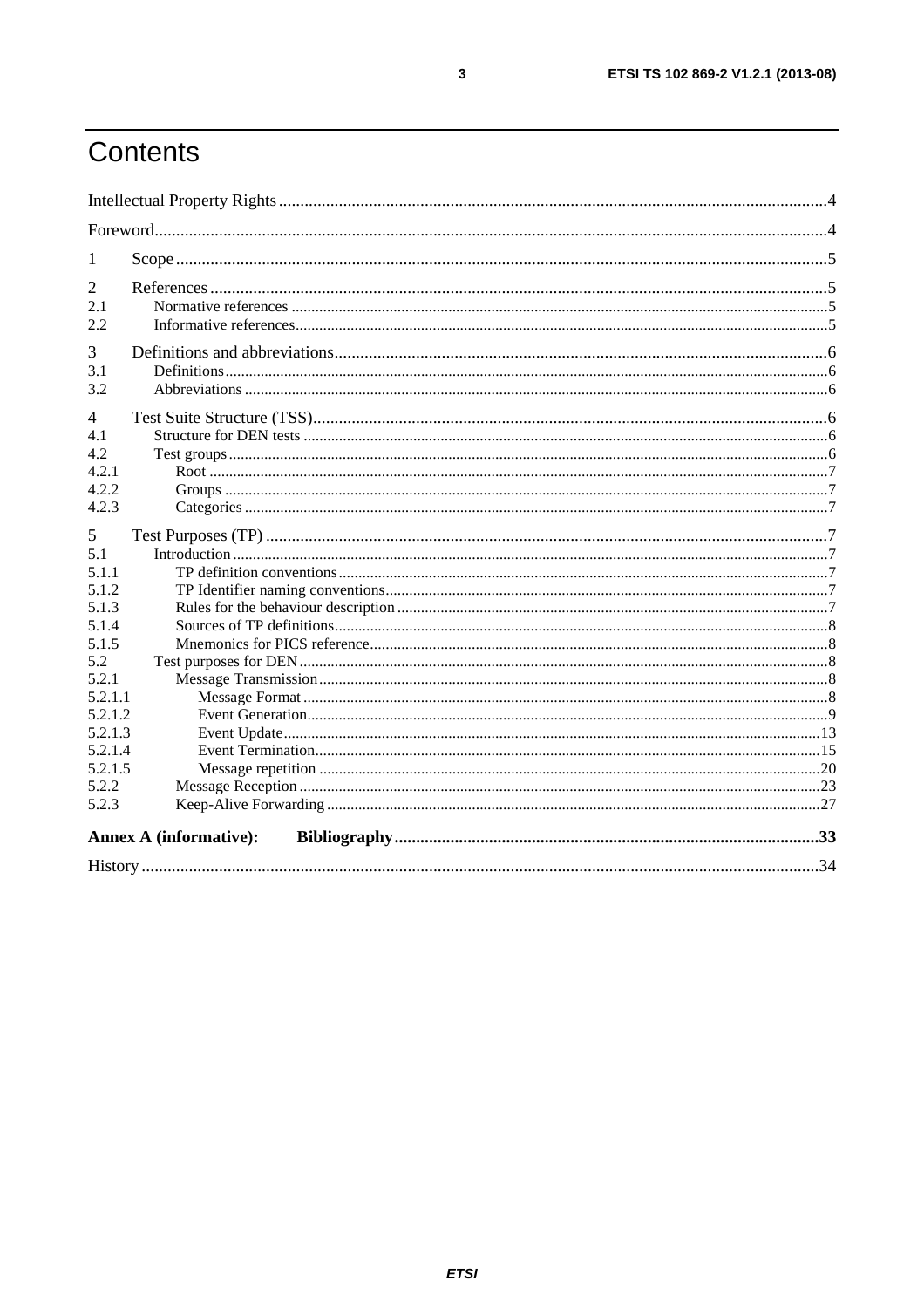# Contents

Intellectual Property Rights ..... 4

Foreword ..... 4

1 Scope ..... 5

2 References ..... 5
- 2.1 Normative references ..... 5
- 2.2 Informative references ..... 5

3 Definitions and abbreviations ..... 6
- 3.1 Definitions ..... 6
- 3.2 Abbreviations ..... 6

4 Test Suite Structure (TSS) ..... 6
- 4.1 Structure for DEN tests ..... 6
- 4.2 Test groups ..... 6
- 4.2.1 Root ..... 7
- 4.2.2 Groups ..... 7
- 4.2.3 Categories ..... 7

5 Test Purposes (TP) ..... 7
- 5.1 Introduction ..... 7
- 5.1.1 TP definition conventions ..... 7
- 5.1.2 TP Identifier naming conventions ..... 7
- 5.1.3 Rules for the behaviour description ..... 7
- 5.1.4 Sources of TP definitions ..... 8
- 5.1.5 Mnemonics for PICS reference ..... 8
- 5.2 Test purposes for DEN ..... 8
- 5.2.1 Message Transmission ..... 8
- 5.2.1.1 Message Format ..... 8
- 5.2.1.2 Event Generation ..... 9
- 5.2.1.3 Event Update ..... 13
- 5.2.1.4 Event Termination ..... 15
- 5.2.1.5 Message repetition ..... 20
- 5.2.2 Message Reception ..... 23
- 5.2.3 Keep-Alive Forwarding ..... 27

**Annex A (informative): Bibliography** ..... 33

History ..... 34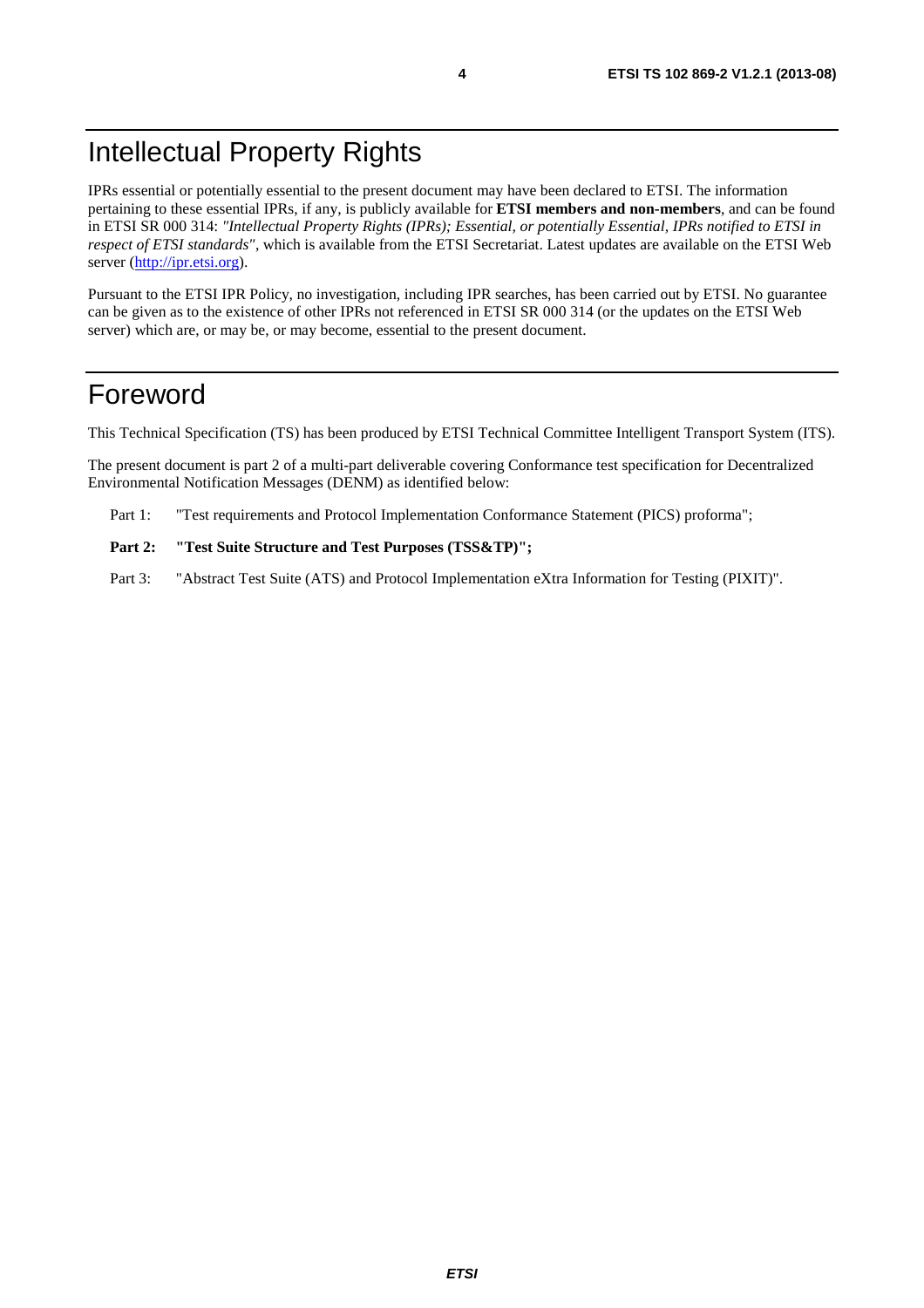# Intellectual Property Rights

IPRs essential or potentially essential to the present document may have been declared to ETSI. The information pertaining to these essential IPRs, if any, is publicly available for **ETSI members and non-members**, and can be found in ETSI SR 000 314: *"Intellectual Property Rights (IPRs); Essential, or potentially Essential, IPRs notified to ETSI in respect of ETSI standards"*, which is available from the ETSI Secretariat. Latest updates are available on the ETSI Web server (http://ipr.etsi.org).

Pursuant to the ETSI IPR Policy, no investigation, including IPR searches, has been carried out by ETSI. No guarantee can be given as to the existence of other IPRs not referenced in ETSI SR 000 314 (or the updates on the ETSI Web server) which are, or may be, or may become, essential to the present document.

# Foreword

This Technical Specification (TS) has been produced by ETSI Technical Committee Intelligent Transport System (ITS).

The present document is part 2 of a multi-part deliverable covering Conformance test specification for Decentralized Environmental Notification Messages (DENM) as identified below:

Part 1: "Test requirements and Protocol Implementation Conformance Statement (PICS) proforma";

**Part 2: "Test Suite Structure and Test Purposes (TSS&TP)";**

Part 3: "Abstract Test Suite (ATS) and Protocol Implementation eXtra Information for Testing (PIXIT)".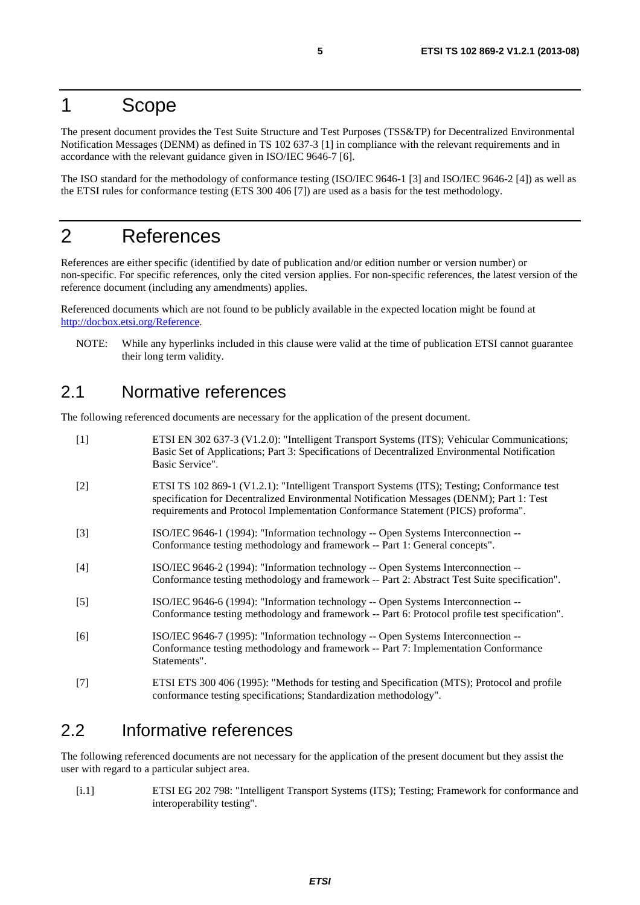# 1 Scope

The present document provides the Test Suite Structure and Test Purposes (TSS&TP) for Decentralized Environmental Notification Messages (DENM) as defined in TS 102 637-3 [1] in compliance with the relevant requirements and in accordance with the relevant guidance given in ISO/IEC 9646-7 [6].

The ISO standard for the methodology of conformance testing (ISO/IEC 9646-1 [3] and ISO/IEC 9646-2 [4]) as well as the ETSI rules for conformance testing (ETS 300 406 [7]) are used as a basis for the test methodology.

# 2 References

References are either specific (identified by date of publication and/or edition number or version number) or non-specific. For specific references, only the cited version applies. For non-specific references, the latest version of the reference document (including any amendments) applies.

Referenced documents which are not found to be publicly available in the expected location might be found at http://docbox.etsi.org/Reference.

NOTE: While any hyperlinks included in this clause were valid at the time of publication ETSI cannot guarantee their long term validity.

## 2.1 Normative references

The following referenced documents are necessary for the application of the present document.

[1] ETSI EN 302 637-3 (V1.2.0): "Intelligent Transport Systems (ITS); Vehicular Communications; Basic Set of Applications; Part 3: Specifications of Decentralized Environmental Notification Basic Service".

[2] ETSI TS 102 869-1 (V1.2.1): "Intelligent Transport Systems (ITS); Testing; Conformance test specification for Decentralized Environmental Notification Messages (DENM); Part 1: Test requirements and Protocol Implementation Conformance Statement (PICS) proforma".

[3] ISO/IEC 9646-1 (1994): "Information technology -- Open Systems Interconnection -- Conformance testing methodology and framework -- Part 1: General concepts".

[4] ISO/IEC 9646-2 (1994): "Information technology -- Open Systems Interconnection -- Conformance testing methodology and framework -- Part 2: Abstract Test Suite specification".

[5] ISO/IEC 9646-6 (1994): "Information technology -- Open Systems Interconnection -- Conformance testing methodology and framework -- Part 6: Protocol profile test specification".

[6] ISO/IEC 9646-7 (1995): "Information technology -- Open Systems Interconnection -- Conformance testing methodology and framework -- Part 7: Implementation Conformance Statements".

[7] ETSI ETS 300 406 (1995): "Methods for testing and Specification (MTS); Protocol and profile conformance testing specifications; Standardization methodology".

## 2.2 Informative references

The following referenced documents are not necessary for the application of the present document but they assist the user with regard to a particular subject area.

[i.1] ETSI EG 202 798: "Intelligent Transport Systems (ITS); Testing; Framework for conformance and interoperability testing".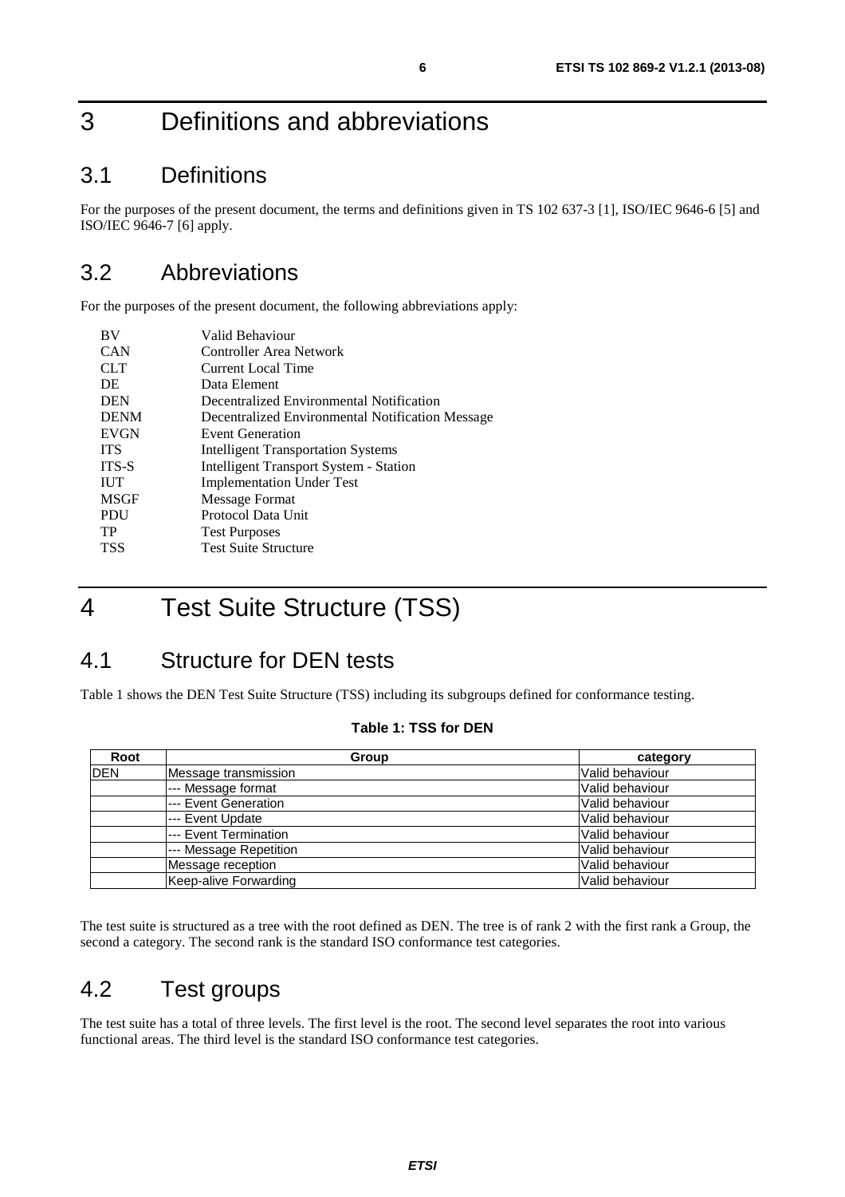# 3 Definitions and abbreviations

## 3.1 Definitions

For the purposes of the present document, the terms and definitions given in TS 102 637-3 [1], ISO/IEC 9646-6 [5] and ISO/IEC 9646-7 [6] apply.

## 3.2 Abbreviations

For the purposes of the present document, the following abbreviations apply:

| | |
|---|---|
| BV | Valid Behaviour |
| CAN | Controller Area Network |
| CLT | Current Local Time |
| DE | Data Element |
| DEN | Decentralized Environmental Notification |
| DENM | Decentralized Environmental Notification Message |
| EVGN | Event Generation |
| ITS | Intelligent Transportation Systems |
| ITS-S | Intelligent Transport System - Station |
| IUT | Implementation Under Test |
| MSGF | Message Format |
| PDU | Protocol Data Unit |
| TP | Test Purposes |
| TSS | Test Suite Structure |

# 4 Test Suite Structure (TSS)

## 4.1 Structure for DEN tests

Table 1 shows the DEN Test Suite Structure (TSS) including its subgroups defined for conformance testing.

**Table 1: TSS for DEN**

| Root | Group | category |
|---|---|---|
| DEN | Message transmission | Valid behaviour |
| | --- Message format | Valid behaviour |
| | --- Event Generation | Valid behaviour |
| | --- Event Update | Valid behaviour |
| | --- Event Termination | Valid behaviour |
| | --- Message Repetition | Valid behaviour |
| | Message reception | Valid behaviour |
| | Keep-alive Forwarding | Valid behaviour |

The test suite is structured as a tree with the root defined as DEN. The tree is of rank 2 with the first rank a Group, the second a category. The second rank is the standard ISO conformance test categories.

## 4.2 Test groups

The test suite has a total of three levels. The first level is the root. The second level separates the root into various functional areas. The third level is the standard ISO conformance test categories.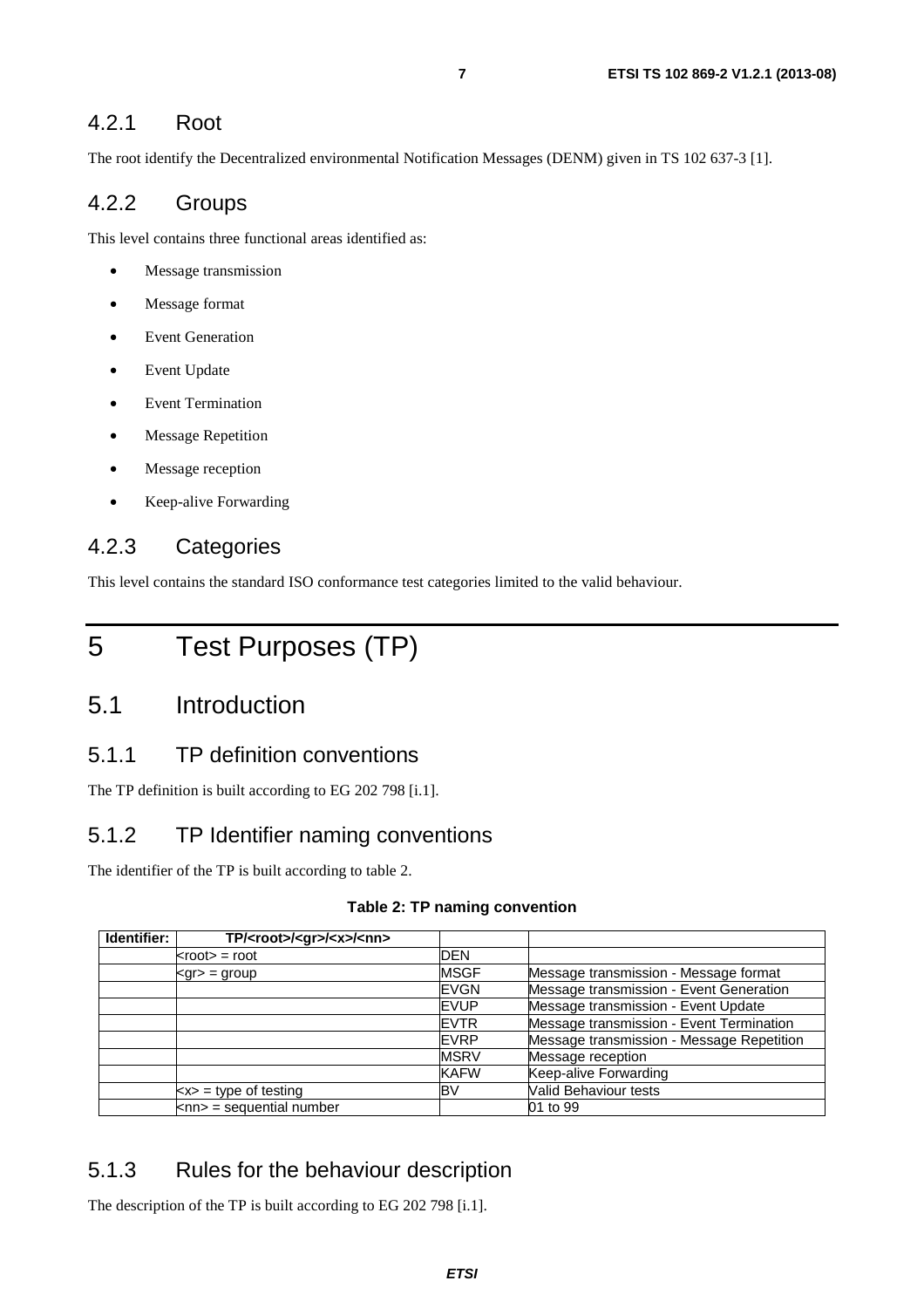### 4.2.1 Root

The root identify the Decentralized environmental Notification Messages (DENM) given in TS 102 637-3 [1].

### 4.2.2 Groups

This level contains three functional areas identified as:

- Message transmission
- Message format
- Event Generation
- Event Update
- Event Termination
- Message Repetition
- Message reception
- Keep-alive Forwarding

### 4.2.3 Categories

This level contains the standard ISO conformance test categories limited to the valid behaviour.

# 5 Test Purposes (TP)

## 5.1 Introduction

### 5.1.1 TP definition conventions

The TP definition is built according to EG 202 798 [i.1].

### 5.1.2 TP Identifier naming conventions

The identifier of the TP is built according to table 2.

**Table 2: TP naming convention**

| Identifier: | TP/<root>/<gr>/<x>/<nn> | | |
|---|---|---|---|
| | <root> = root | DEN | |
| | <gr> = group | MSGF | Message transmission - Message format |
| | | EVGN | Message transmission - Event Generation |
| | | EVUP | Message transmission - Event Update |
| | | EVTR | Message transmission - Event Termination |
| | | EVRP | Message transmission - Message Repetition |
| | | MSRV | Message reception |
| | | KAFW | Keep-alive Forwarding |
| | <x> = type of testing | BV | Valid Behaviour tests |
| | <nn> = sequential number | | 01 to 99 |

### 5.1.3 Rules for the behaviour description

The description of the TP is built according to EG 202 798 [i.1].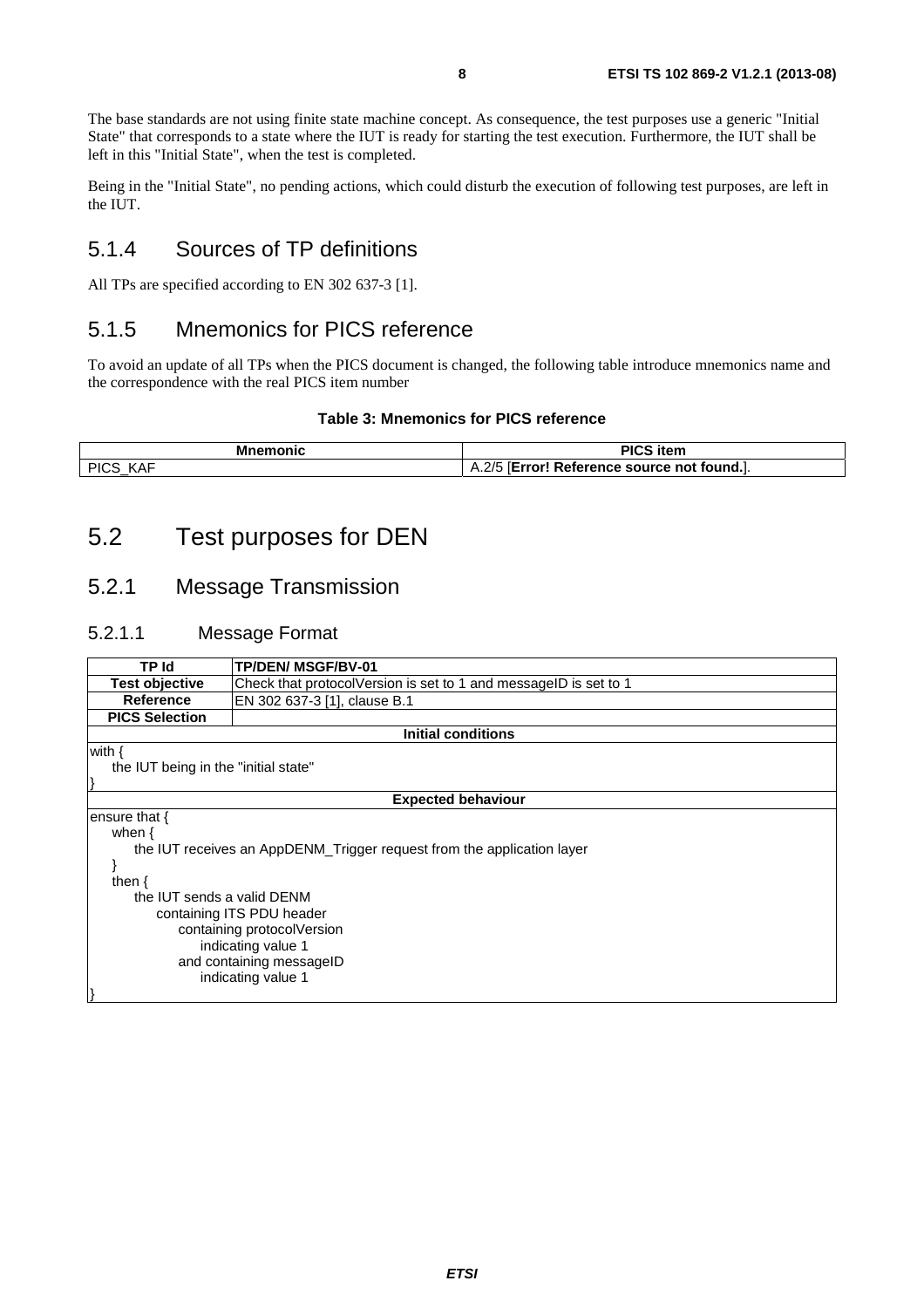The base standards are not using finite state machine concept. As consequence, the test purposes use a generic "Initial State" that corresponds to a state where the IUT is ready for starting the test execution. Furthermore, the IUT shall be left in this "Initial State", when the test is completed.

Being in the "Initial State", no pending actions, which could disturb the execution of following test purposes, are left in the IUT.

### 5.1.4 Sources of TP definitions

All TPs are specified according to EN 302 637-3 [1].

### 5.1.5 Mnemonics for PICS reference

To avoid an update of all TPs when the PICS document is changed, the following table introduce mnemonics name and the correspondence with the real PICS item number

**Table 3: Mnemonics for PICS reference**

| Mnemonic | PICS item |
| --- | --- |
| PICS_KAF | A.2/5 [**Error! Reference source not found.**]. |

## 5.2 Test purposes for DEN

### 5.2.1 Message Transmission

#### 5.2.1.1 Message Format

| TP Id | TP/DEN/ MSGF/BV-01 |
| --- | --- |
| **Test objective** | Check that protocolVersion is set to 1 and messageID is set to 1 |
| **Reference** | EN 302 637-3 [1], clause B.1 |
| **PICS Selection** | |
| **Initial conditions** | |
| with {<br>the IUT being in the "initial state"<br>} | |
| **Expected behaviour** | |
| ensure that {<br>when {<br>the IUT receives an AppDENM_Trigger request from the application layer<br>}<br>then {<br>the IUT sends a valid DENM<br>containing ITS PDU header<br>containing protocolVersion<br>indicating value 1<br>and containing messageID<br>indicating value 1<br>} | |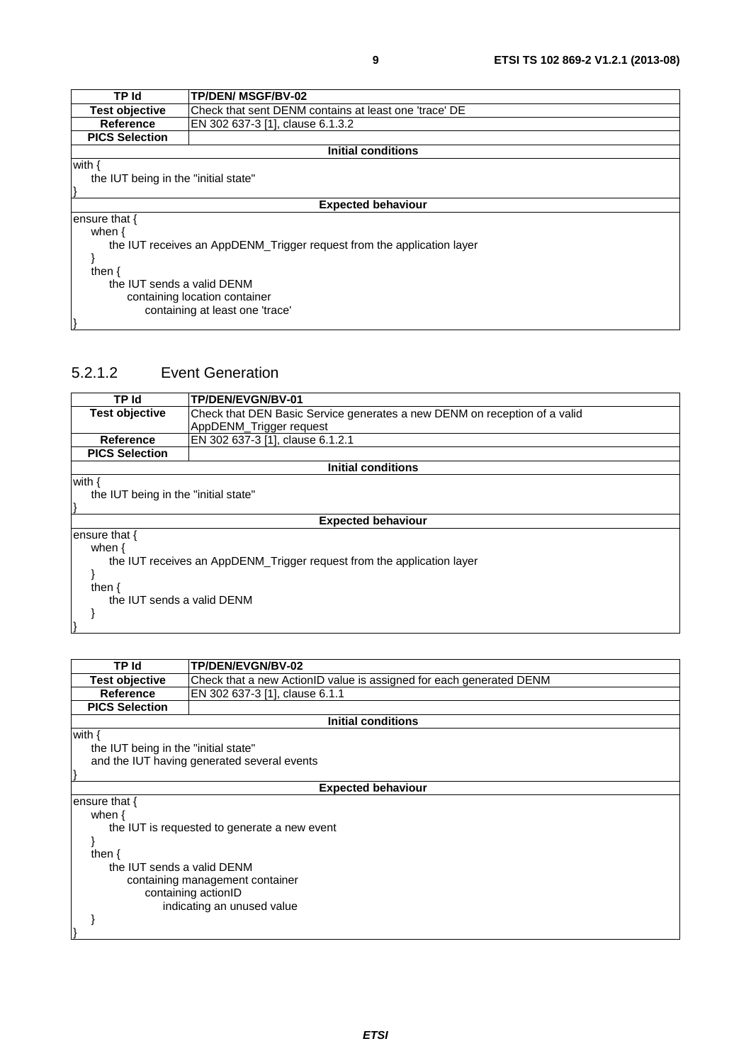| TP Id | TP/DEN/ MSGF/BV-02 |
|---|---|
| Test objective | Check that sent DENM contains at least one 'trace' DE |
| Reference | EN 302 637-3 [1], clause 6.1.3.2 |
| PICS Selection | |
| **Initial conditions** | |
| with {<br>    the IUT being in the "initial state"<br>} | |
| **Expected behaviour** | |
| ensure that {<br>    when {<br>        the IUT receives an AppDENM_Trigger request from the application layer<br>    }<br>    then {<br>        the IUT sends a valid DENM<br>            containing location container<br>                containing at least one 'trace'<br>} | |

### 5.2.1.2 Event Generation

| TP Id | TP/DEN/EVGN/BV-01 |
|---|---|
| Test objective | Check that DEN Basic Service generates a new DENM on reception of a valid AppDENM_Trigger request |
| Reference | EN 302 637-3 [1], clause 6.1.2.1 |
| PICS Selection | |
| **Initial conditions** | |
| with {<br>    the IUT being in the "initial state"<br>} | |
| **Expected behaviour** | |
| ensure that {<br>    when {<br>        the IUT receives an AppDENM_Trigger request from the application layer<br>    }<br>    then {<br>        the IUT sends a valid DENM<br>    }<br>} | |

| TP Id | TP/DEN/EVGN/BV-02 |
|---|---|
| Test objective | Check that a new ActionID value is assigned for each generated DENM |
| Reference | EN 302 637-3 [1], clause 6.1.1 |
| PICS Selection | |
| **Initial conditions** | |
| with {<br>    the IUT being in the "initial state"<br>    and the IUT having generated several events<br>} | |
| **Expected behaviour** | |
| ensure that {<br>    when {<br>        the IUT is requested to generate a new event<br>    }<br>    then {<br>        the IUT sends a valid DENM<br>            containing management container<br>                containing actionID<br>                    indicating an unused value<br>    }<br>} | |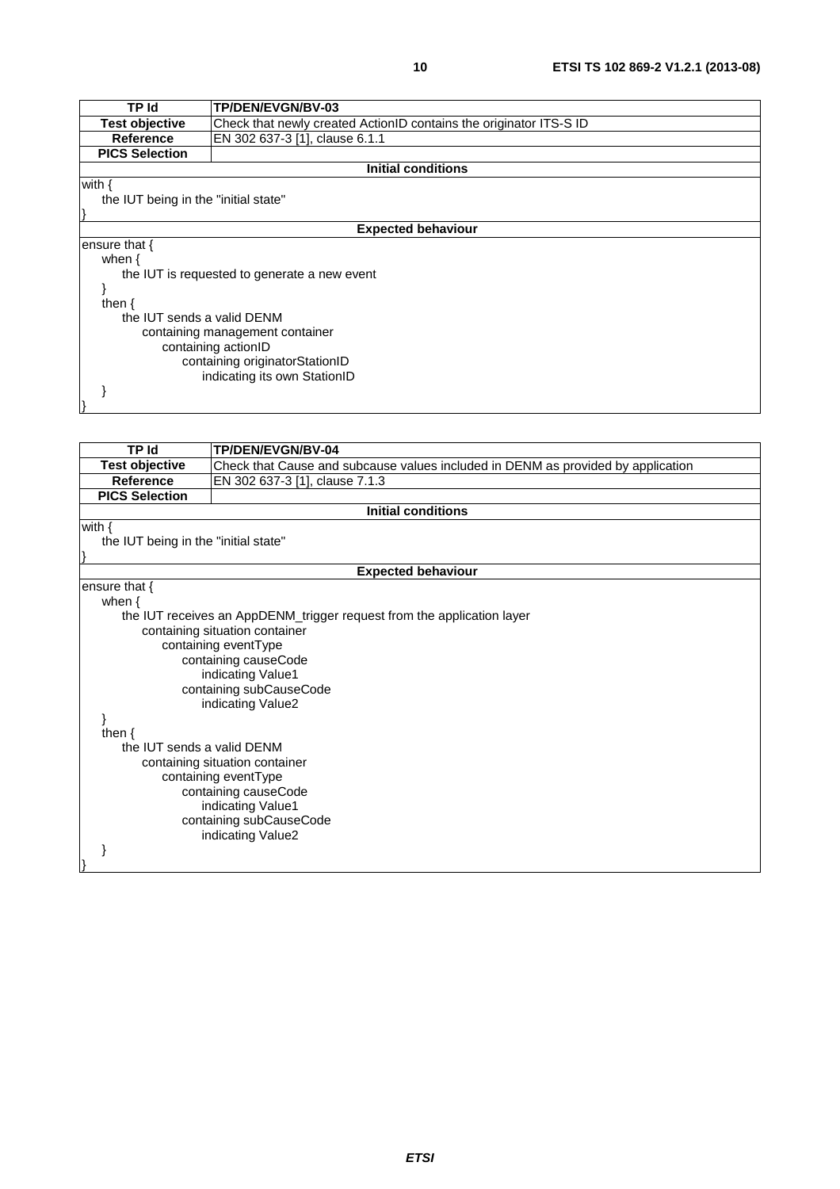| TP Id | TP/DEN/EVGN/BV-03 |
|---|---|
| **Test objective** | Check that newly created ActionID contains the originator ITS-S ID |
| **Reference** | EN 302 637-3 [1], clause 6.1.1 |
| **PICS Selection** | |
| **Initial conditions** | |
| with {<br>    the IUT being in the "initial state"<br>} | |
| **Expected behaviour** | |
| ensure that {<br>    when {<br>        the IUT is requested to generate a new event<br>    }<br>    then {<br>        the IUT sends a valid DENM<br>            containing management container<br>                containing actionID<br>                    containing originatorStationID<br>                        indicating its own StationID<br>    }<br>} | |

| TP Id | TP/DEN/EVGN/BV-04 |
|---|---|
| **Test objective** | Check that Cause and subcause values included in DENM as provided by application |
| **Reference** | EN 302 637-3 [1], clause 7.1.3 |
| **PICS Selection** | |
| **Initial conditions** | |
| with {<br>    the IUT being in the "initial state"<br>} | |
| **Expected behaviour** | |
| ensure that {<br>    when {<br>        the IUT receives an AppDENM_trigger request from the application layer<br>            containing situation container<br>                containing eventType<br>                    containing causeCode<br>                        indicating Value1<br>                    containing subCauseCode<br>                        indicating Value2<br>    }<br>    then {<br>        the IUT sends a valid DENM<br>            containing situation container<br>                containing eventType<br>                    containing causeCode<br>                        indicating Value1<br>                    containing subCauseCode<br>                        indicating Value2<br>    }<br>} | |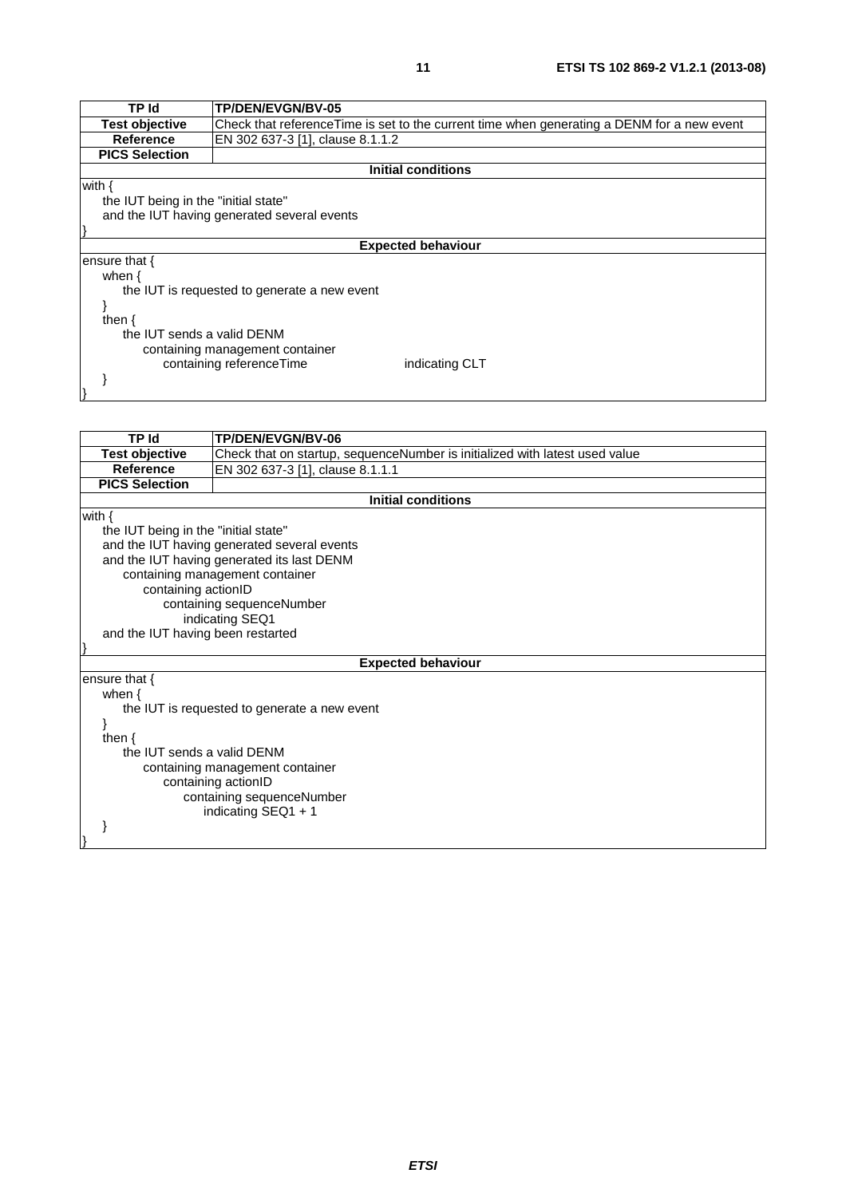| TP Id | TP/DEN/EVGN/BV-05 |
| --- | --- |
| Test objective | Check that referenceTime is set to the current time when generating a DENM for a new event |
| Reference | EN 302 637-3 [1], clause 8.1.1.2 |
| PICS Selection | |
| **Initial conditions** | |
| with {<br>&nbsp;&nbsp;&nbsp;&nbsp;the IUT being in the "initial state"<br>&nbsp;&nbsp;&nbsp;&nbsp;and the IUT having generated several events<br>} | |
| **Expected behaviour** | |
| ensure that {<br>&nbsp;&nbsp;&nbsp;&nbsp;when {<br>&nbsp;&nbsp;&nbsp;&nbsp;&nbsp;&nbsp;&nbsp;&nbsp;the IUT is requested to generate a new event<br>&nbsp;&nbsp;&nbsp;&nbsp;}<br>&nbsp;&nbsp;&nbsp;&nbsp;then {<br>&nbsp;&nbsp;&nbsp;&nbsp;&nbsp;&nbsp;&nbsp;&nbsp;the IUT sends a valid DENM<br>&nbsp;&nbsp;&nbsp;&nbsp;&nbsp;&nbsp;&nbsp;&nbsp;&nbsp;&nbsp;&nbsp;&nbsp;containing management container<br>&nbsp;&nbsp;&nbsp;&nbsp;&nbsp;&nbsp;&nbsp;&nbsp;&nbsp;&nbsp;&nbsp;&nbsp;&nbsp;&nbsp;&nbsp;&nbsp;containing referenceTime &nbsp;&nbsp;&nbsp;&nbsp;&nbsp;&nbsp;&nbsp;&nbsp;indicating CLT<br>&nbsp;&nbsp;&nbsp;&nbsp;}<br>} | |

| TP Id | TP/DEN/EVGN/BV-06 |
| --- | --- |
| Test objective | Check that on startup, sequenceNumber is initialized with latest used value |
| Reference | EN 302 637-3 [1], clause 8.1.1.1 |
| PICS Selection | |
| **Initial conditions** | |
| with {<br>&nbsp;&nbsp;&nbsp;&nbsp;the IUT being in the "initial state"<br>&nbsp;&nbsp;&nbsp;&nbsp;and the IUT having generated several events<br>&nbsp;&nbsp;&nbsp;&nbsp;and the IUT having generated its last DENM<br>&nbsp;&nbsp;&nbsp;&nbsp;&nbsp;&nbsp;&nbsp;&nbsp;containing management container<br>&nbsp;&nbsp;&nbsp;&nbsp;&nbsp;&nbsp;&nbsp;&nbsp;&nbsp;&nbsp;&nbsp;&nbsp;containing actionID<br>&nbsp;&nbsp;&nbsp;&nbsp;&nbsp;&nbsp;&nbsp;&nbsp;&nbsp;&nbsp;&nbsp;&nbsp;&nbsp;&nbsp;&nbsp;&nbsp;containing sequenceNumber<br>&nbsp;&nbsp;&nbsp;&nbsp;&nbsp;&nbsp;&nbsp;&nbsp;&nbsp;&nbsp;&nbsp;&nbsp;&nbsp;&nbsp;&nbsp;&nbsp;&nbsp;&nbsp;&nbsp;&nbsp;indicating SEQ1<br>&nbsp;&nbsp;&nbsp;&nbsp;and the IUT having been restarted<br>} | |
| **Expected behaviour** | |
| ensure that {<br>&nbsp;&nbsp;&nbsp;&nbsp;when {<br>&nbsp;&nbsp;&nbsp;&nbsp;&nbsp;&nbsp;&nbsp;&nbsp;the IUT is requested to generate a new event<br>&nbsp;&nbsp;&nbsp;&nbsp;}<br>&nbsp;&nbsp;&nbsp;&nbsp;then {<br>&nbsp;&nbsp;&nbsp;&nbsp;&nbsp;&nbsp;&nbsp;&nbsp;the IUT sends a valid DENM<br>&nbsp;&nbsp;&nbsp;&nbsp;&nbsp;&nbsp;&nbsp;&nbsp;&nbsp;&nbsp;&nbsp;&nbsp;containing management container<br>&nbsp;&nbsp;&nbsp;&nbsp;&nbsp;&nbsp;&nbsp;&nbsp;&nbsp;&nbsp;&nbsp;&nbsp;&nbsp;&nbsp;&nbsp;&nbsp;containing actionID<br>&nbsp;&nbsp;&nbsp;&nbsp;&nbsp;&nbsp;&nbsp;&nbsp;&nbsp;&nbsp;&nbsp;&nbsp;&nbsp;&nbsp;&nbsp;&nbsp;&nbsp;&nbsp;&nbsp;&nbsp;containing sequenceNumber<br>&nbsp;&nbsp;&nbsp;&nbsp;&nbsp;&nbsp;&nbsp;&nbsp;&nbsp;&nbsp;&nbsp;&nbsp;&nbsp;&nbsp;&nbsp;&nbsp;&nbsp;&nbsp;&nbsp;&nbsp;&nbsp;&nbsp;&nbsp;&nbsp;indicating SEQ1 + 1<br>&nbsp;&nbsp;&nbsp;&nbsp;}<br>} | |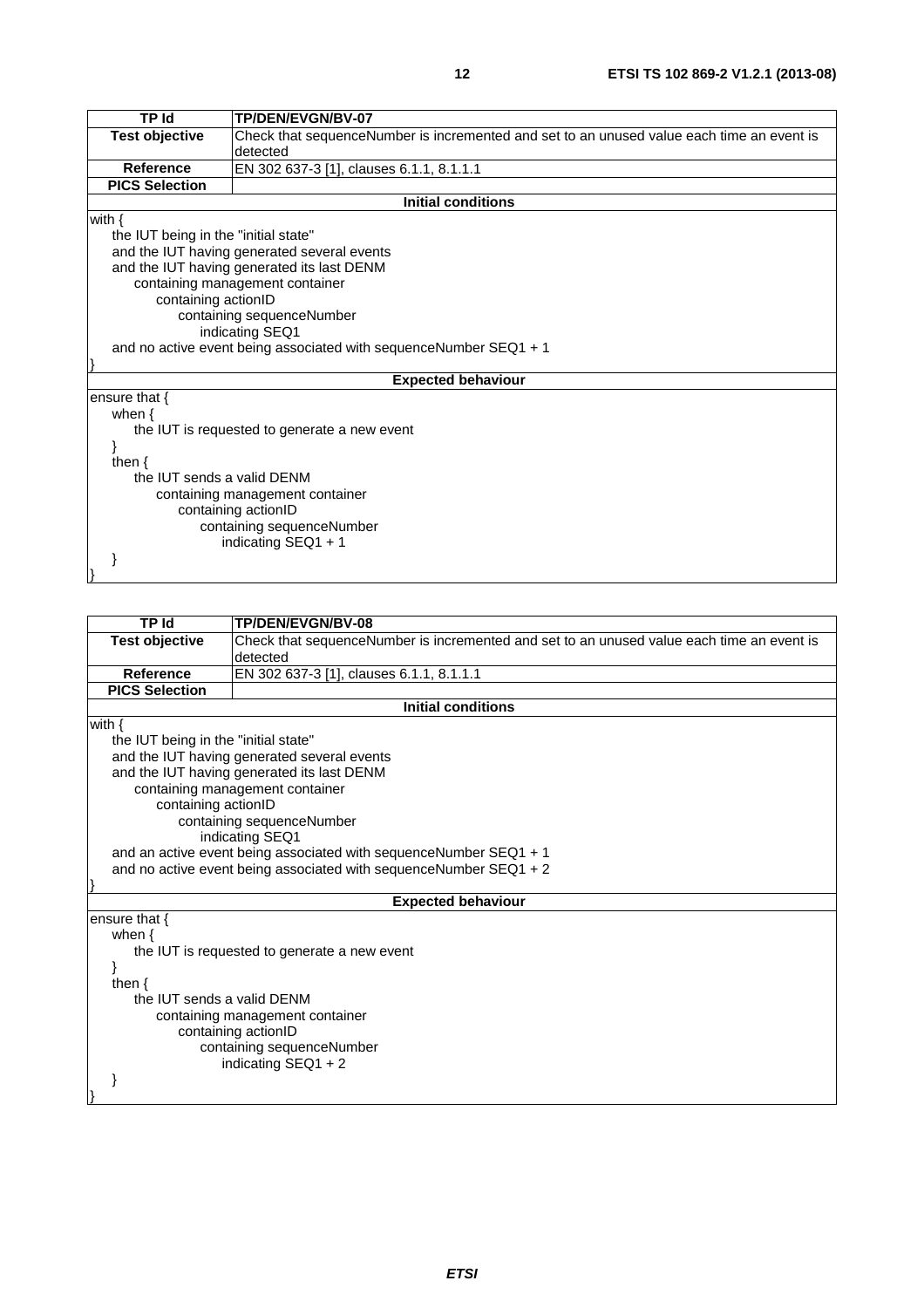| TP Id | TP/DEN/EVGN/BV-07 |
|---|---|
| Test objective | Check that sequenceNumber is incremented and set to an unused value each time an event is detected |
| Reference | EN 302 637-3 [1], clauses 6.1.1, 8.1.1.1 |
| PICS Selection | |
| **Initial conditions** | |
| with {<br>the IUT being in the "initial state"<br>and the IUT having generated several events<br>and the IUT having generated its last DENM<br>containing management container<br>containing actionID<br>containing sequenceNumber<br>indicating SEQ1<br>and no active event being associated with sequenceNumber SEQ1 + 1<br>} | |
| **Expected behaviour** | |
| ensure that {<br>when {<br>the IUT is requested to generate a new event<br>}<br>then {<br>the IUT sends a valid DENM<br>containing management container<br>containing actionID<br>containing sequenceNumber<br>indicating SEQ1 + 1<br>}<br>} | |

| TP Id | TP/DEN/EVGN/BV-08 |
|---|---|
| Test objective | Check that sequenceNumber is incremented and set to an unused value each time an event is detected |
| Reference | EN 302 637-3 [1], clauses 6.1.1, 8.1.1.1 |
| PICS Selection | |
| **Initial conditions** | |
| with {<br>the IUT being in the "initial state"<br>and the IUT having generated several events<br>and the IUT having generated its last DENM<br>containing management container<br>containing actionID<br>containing sequenceNumber<br>indicating SEQ1<br>and an active event being associated with sequenceNumber SEQ1 + 1<br>and no active event being associated with sequenceNumber SEQ1 + 2<br>} | |
| **Expected behaviour** | |
| ensure that {<br>when {<br>the IUT is requested to generate a new event<br>}<br>then {<br>the IUT sends a valid DENM<br>containing management container<br>containing actionID<br>containing sequenceNumber<br>indicating SEQ1 + 2<br>}<br>} | |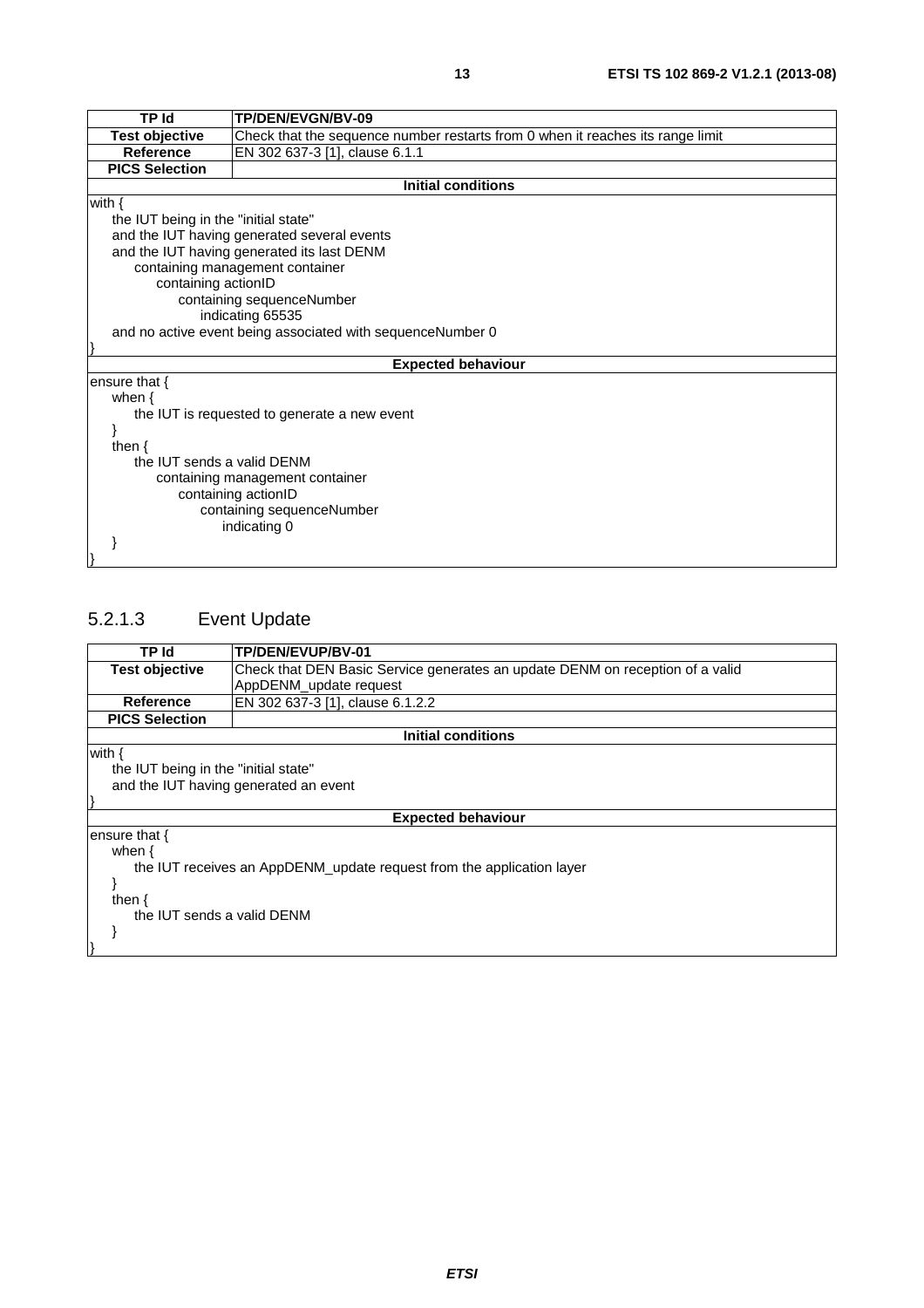| TP Id | TP/DEN/EVGN/BV-09 |
|---|---|
| **Test objective** | Check that the sequence number restarts from 0 when it reaches its range limit |
| **Reference** | EN 302 637-3 [1], clause 6.1.1 |
| **PICS Selection** | |

**Initial conditions**

```
with {
    the IUT being in the "initial state"
    and the IUT having generated several events
    and the IUT having generated its last DENM
        containing management container
            containing actionID
                containing sequenceNumber
                    indicating 65535
    and no active event being associated with sequenceNumber 0
}
```

**Expected behaviour**

```
ensure that {
    when {
        the IUT is requested to generate a new event
    }
    then {
        the IUT sends a valid DENM
            containing management container
                containing actionID
                    containing sequenceNumber
                        indicating 0
    }
}
```

### 5.2.1.3 Event Update

| TP Id | TP/DEN/EVUP/BV-01 |
|---|---|
| **Test objective** | Check that DEN Basic Service generates an update DENM on reception of a valid AppDENM_update request |
| **Reference** | EN 302 637-3 [1], clause 6.1.2.2 |
| **PICS Selection** | |

**Initial conditions**

```
with {
    the IUT being in the "initial state"
    and the IUT having generated an event
}
```

**Expected behaviour**

```
ensure that {
    when {
        the IUT receives an AppDENM_update request from the application layer
    }
    then {
        the IUT sends a valid DENM
    }
}
```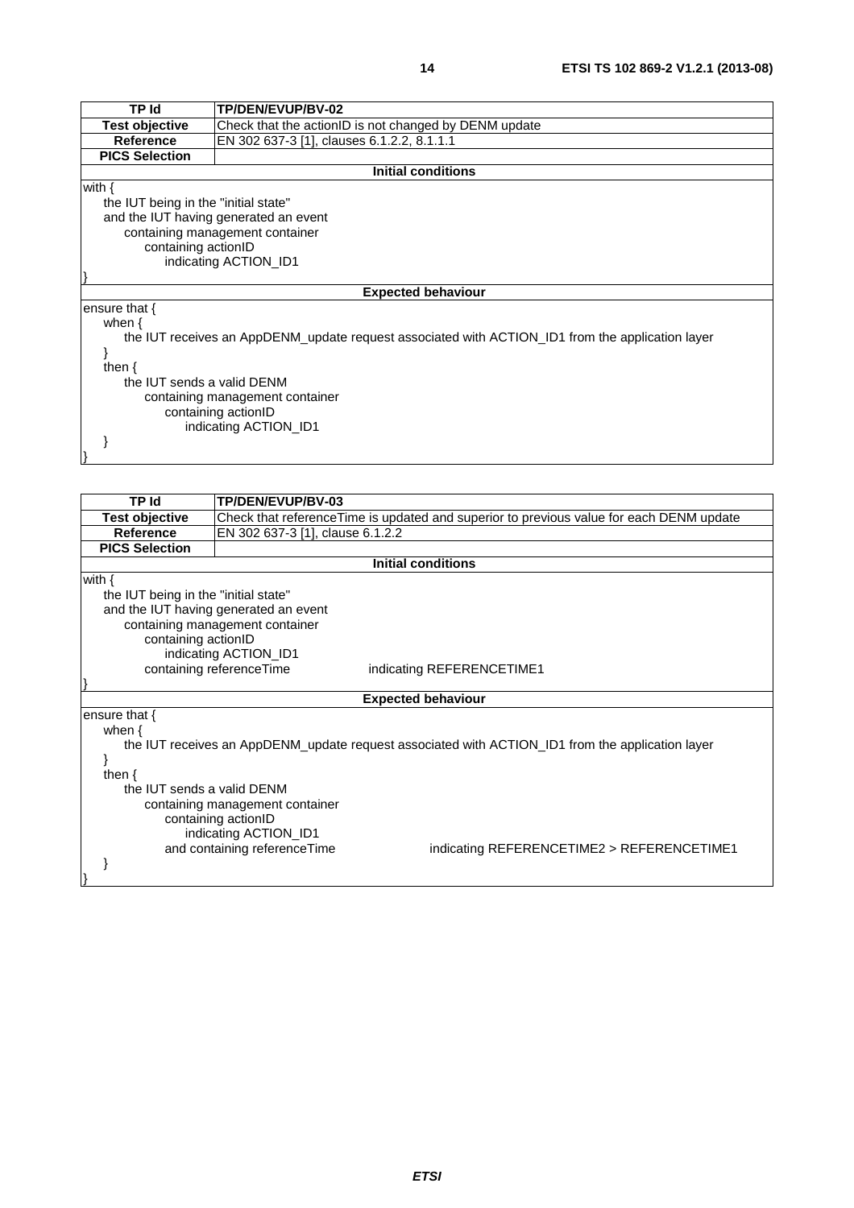| TP Id | TP/DEN/EVUP/BV-02 |
| --- | --- |
| **Test objective** | Check that the actionID is not changed by DENM update |
| **Reference** | EN 302 637-3 [1], clauses 6.1.2.2, 8.1.1.1 |
| **PICS Selection** | |
| **Initial conditions** | |
| with {<br>&nbsp;&nbsp;&nbsp;&nbsp;the IUT being in the "initial state"<br>&nbsp;&nbsp;&nbsp;&nbsp;and the IUT having generated an event<br>&nbsp;&nbsp;&nbsp;&nbsp;&nbsp;&nbsp;&nbsp;&nbsp;containing management container<br>&nbsp;&nbsp;&nbsp;&nbsp;&nbsp;&nbsp;&nbsp;&nbsp;&nbsp;&nbsp;&nbsp;&nbsp;containing actionID<br>&nbsp;&nbsp;&nbsp;&nbsp;&nbsp;&nbsp;&nbsp;&nbsp;&nbsp;&nbsp;&nbsp;&nbsp;&nbsp;&nbsp;&nbsp;&nbsp;indicating ACTION_ID1<br>} | |
| **Expected behaviour** | |
| ensure that {<br>&nbsp;&nbsp;&nbsp;&nbsp;when {<br>&nbsp;&nbsp;&nbsp;&nbsp;&nbsp;&nbsp;&nbsp;&nbsp;the IUT receives an AppDENM_update request associated with ACTION_ID1 from the application layer<br>&nbsp;&nbsp;&nbsp;&nbsp;}<br>&nbsp;&nbsp;&nbsp;&nbsp;then {<br>&nbsp;&nbsp;&nbsp;&nbsp;&nbsp;&nbsp;&nbsp;&nbsp;the IUT sends a valid DENM<br>&nbsp;&nbsp;&nbsp;&nbsp;&nbsp;&nbsp;&nbsp;&nbsp;&nbsp;&nbsp;&nbsp;&nbsp;containing management container<br>&nbsp;&nbsp;&nbsp;&nbsp;&nbsp;&nbsp;&nbsp;&nbsp;&nbsp;&nbsp;&nbsp;&nbsp;&nbsp;&nbsp;&nbsp;&nbsp;containing actionID<br>&nbsp;&nbsp;&nbsp;&nbsp;&nbsp;&nbsp;&nbsp;&nbsp;&nbsp;&nbsp;&nbsp;&nbsp;&nbsp;&nbsp;&nbsp;&nbsp;&nbsp;&nbsp;&nbsp;&nbsp;indicating ACTION_ID1<br>&nbsp;&nbsp;&nbsp;&nbsp;}<br>} | |

| TP Id | TP/DEN/EVUP/BV-03 |
| --- | --- |
| **Test objective** | Check that referenceTime is updated and superior to previous value for each DENM update |
| **Reference** | EN 302 637-3 [1], clause 6.1.2.2 |
| **PICS Selection** | |
| **Initial conditions** | |
| with {<br>&nbsp;&nbsp;&nbsp;&nbsp;the IUT being in the "initial state"<br>&nbsp;&nbsp;&nbsp;&nbsp;and the IUT having generated an event<br>&nbsp;&nbsp;&nbsp;&nbsp;&nbsp;&nbsp;&nbsp;&nbsp;containing management container<br>&nbsp;&nbsp;&nbsp;&nbsp;&nbsp;&nbsp;&nbsp;&nbsp;&nbsp;&nbsp;&nbsp;&nbsp;containing actionID<br>&nbsp;&nbsp;&nbsp;&nbsp;&nbsp;&nbsp;&nbsp;&nbsp;&nbsp;&nbsp;&nbsp;&nbsp;&nbsp;&nbsp;&nbsp;&nbsp;indicating ACTION_ID1<br>&nbsp;&nbsp;&nbsp;&nbsp;&nbsp;&nbsp;&nbsp;&nbsp;&nbsp;&nbsp;&nbsp;&nbsp;containing referenceTime &nbsp;&nbsp;&nbsp;&nbsp;&nbsp;&nbsp;&nbsp;&nbsp;indicating REFERENCETIME1<br>} | |
| **Expected behaviour** | |
| ensure that {<br>&nbsp;&nbsp;&nbsp;&nbsp;when {<br>&nbsp;&nbsp;&nbsp;&nbsp;&nbsp;&nbsp;&nbsp;&nbsp;the IUT receives an AppDENM_update request associated with ACTION_ID1 from the application layer<br>&nbsp;&nbsp;&nbsp;&nbsp;}<br>&nbsp;&nbsp;&nbsp;&nbsp;then {<br>&nbsp;&nbsp;&nbsp;&nbsp;&nbsp;&nbsp;&nbsp;&nbsp;the IUT sends a valid DENM<br>&nbsp;&nbsp;&nbsp;&nbsp;&nbsp;&nbsp;&nbsp;&nbsp;&nbsp;&nbsp;&nbsp;&nbsp;containing management container<br>&nbsp;&nbsp;&nbsp;&nbsp;&nbsp;&nbsp;&nbsp;&nbsp;&nbsp;&nbsp;&nbsp;&nbsp;&nbsp;&nbsp;&nbsp;&nbsp;containing actionID<br>&nbsp;&nbsp;&nbsp;&nbsp;&nbsp;&nbsp;&nbsp;&nbsp;&nbsp;&nbsp;&nbsp;&nbsp;&nbsp;&nbsp;&nbsp;&nbsp;&nbsp;&nbsp;&nbsp;&nbsp;indicating ACTION_ID1<br>&nbsp;&nbsp;&nbsp;&nbsp;&nbsp;&nbsp;&nbsp;&nbsp;&nbsp;&nbsp;&nbsp;&nbsp;&nbsp;&nbsp;&nbsp;&nbsp;and containing referenceTime &nbsp;&nbsp;&nbsp;&nbsp;&nbsp;&nbsp;&nbsp;&nbsp;indicating REFERENCETIME2 > REFERENCETIME1<br>&nbsp;&nbsp;&nbsp;&nbsp;}<br>} | |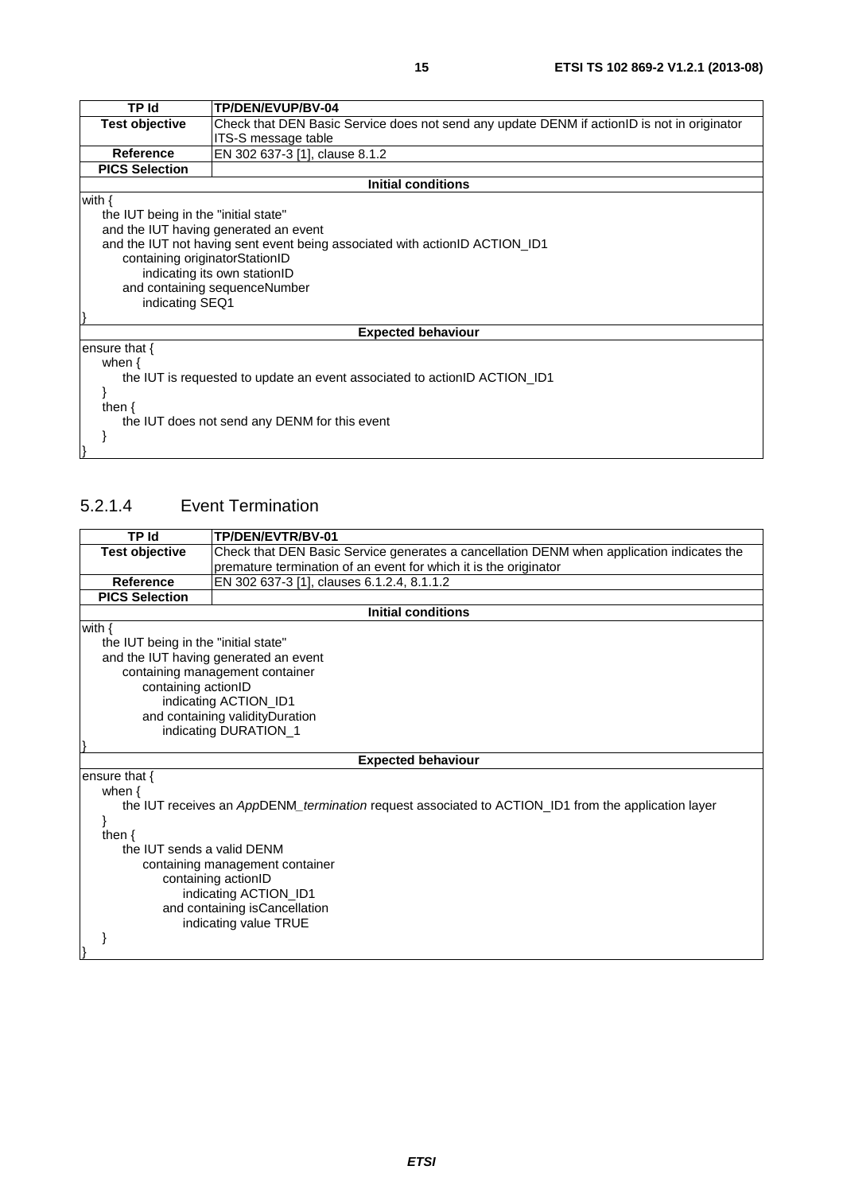| TP Id | TP/DEN/EVUP/BV-04 |
|---|---|
| **Test objective** | Check that DEN Basic Service does not send any update DENM if actionID is not in originator ITS-S message table |
| **Reference** | EN 302 637-3 [1], clause 8.1.2 |
| **PICS Selection** | |
| **Initial conditions** | |
| with {<br>  the IUT being in the "initial state"<br>  and the IUT having generated an event<br>  and the IUT not having sent event being associated with actionID ACTION_ID1<br>    containing originatorStationID<br>      indicating its own stationID<br>    and containing sequenceNumber<br>      indicating SEQ1<br>} | |
| **Expected behaviour** | |
| ensure that {<br>  when {<br>    the IUT is requested to update an event associated to actionID ACTION_ID1<br>  }<br>  then {<br>    the IUT does not send any DENM for this event<br>  }<br>} | |

### 5.2.1.4 Event Termination

| TP Id | TP/DEN/EVTR/BV-01 |
|---|---|
| **Test objective** | Check that DEN Basic Service generates a cancellation DENM when application indicates the premature termination of an event for which it is the originator |
| **Reference** | EN 302 637-3 [1], clauses 6.1.2.4, 8.1.1.2 |
| **PICS Selection** | |
| **Initial conditions** | |
| with {<br>  the IUT being in the "initial state"<br>  and the IUT having generated an event<br>    containing management container<br>      containing actionID<br>        indicating ACTION_ID1<br>      and containing validityDuration<br>        indicating DURATION_1<br>} | |
| **Expected behaviour** | |
| ensure that {<br>  when {<br>    the IUT receives an *App*DENM_*termination* request associated to ACTION_ID1 from the application layer<br>  }<br>  then {<br>    the IUT sends a valid DENM<br>      containing management container<br>        containing actionID<br>          indicating ACTION_ID1<br>        and containing isCancellation<br>          indicating value TRUE<br>  }<br>} | |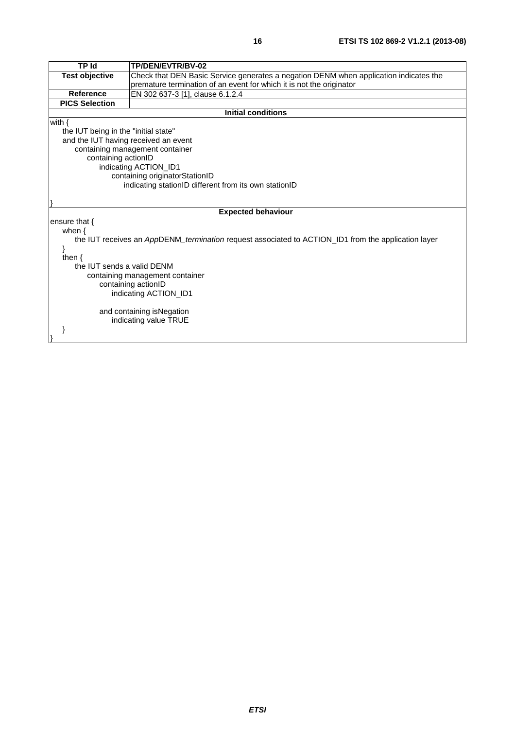| TP Id | TP/DEN/EVTR/BV-02 |
|---|---|
| Test objective | Check that DEN Basic Service generates a negation DENM when application indicates the premature termination of an event for which it is not the originator |
| Reference | EN 302 637-3 [1], clause 6.1.2.4 |
| PICS Selection | |

**Initial conditions**

```
with {
    the IUT being in the "initial state"
    and the IUT having received an event
        containing management container
            containing actionID
                indicating ACTION_ID1
                    containing originatorStationID
                        indicating stationID different from its own stationID

}
```

**Expected behaviour**

```
ensure that {
    when {
        the IUT receives an AppDENM_termination request associated to ACTION_ID1 from the application layer
    }
    then {
        the IUT sends a valid DENM
            containing management container
                containing actionID
                    indicating ACTION_ID1

                and containing isNegation
                    indicating value TRUE
    }
}
```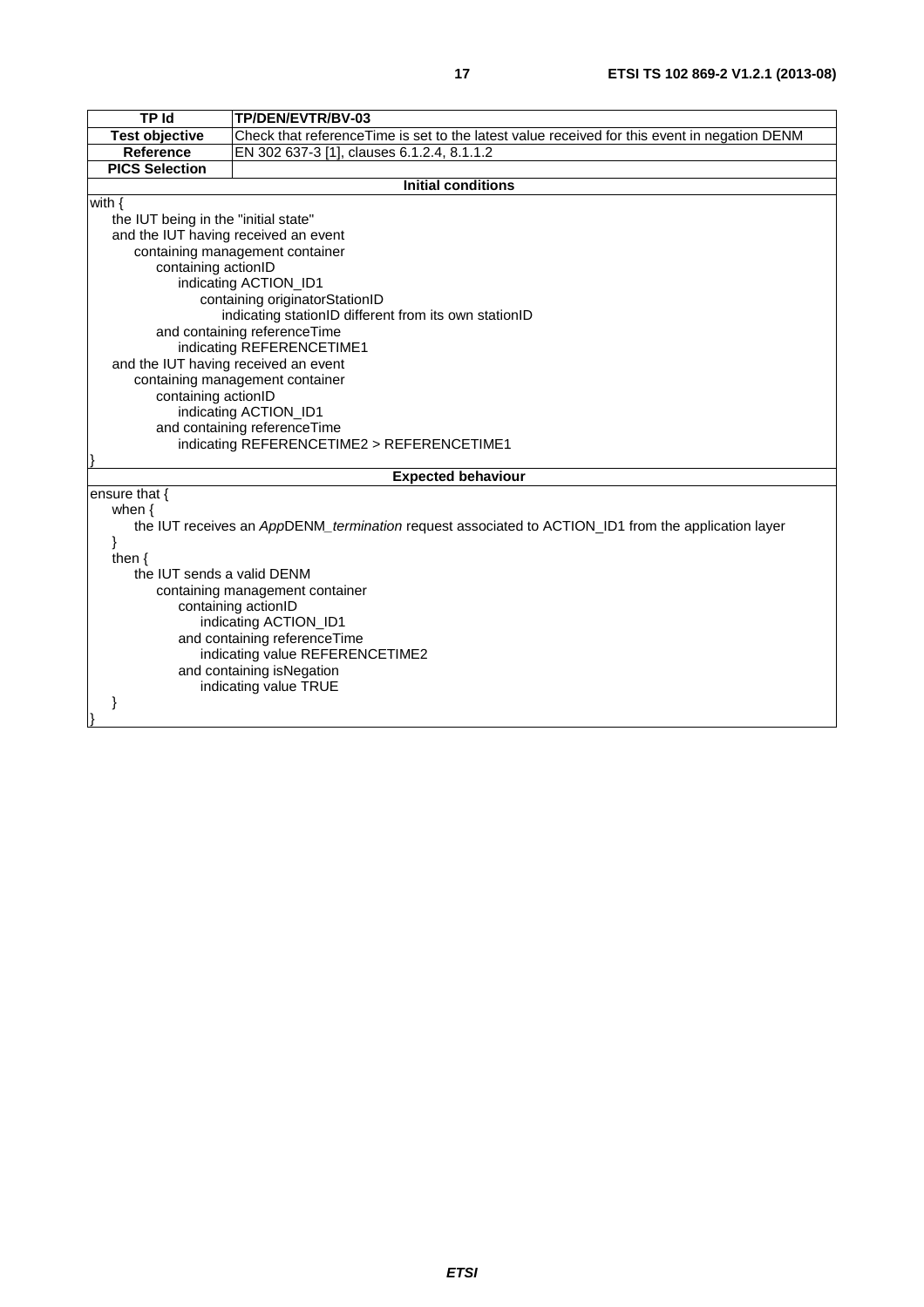| TP Id | TP/DEN/EVTR/BV-03 |
|---|---|
| **Test objective** | Check that referenceTime is set to the latest value received for this event in negation DENM |
| **Reference** | EN 302 637-3 [1], clauses 6.1.2.4, 8.1.1.2 |
| **PICS Selection** | |

**Initial conditions**

```
with {
    the IUT being in the "initial state"
    and the IUT having received an event
        containing management container
            containing actionID
                indicating ACTION_ID1
                    containing originatorStationID
                        indicating stationID different from its own stationID
            and containing referenceTime
                indicating REFERENCETIME1
    and the IUT having received an event
        containing management container
            containing actionID
                indicating ACTION_ID1
            and containing referenceTime
                indicating REFERENCETIME2 > REFERENCETIME1
}
```

**Expected behaviour**

```
ensure that {
    when {
        the IUT receives an AppDENM_termination request associated to ACTION_ID1 from the application layer
    }
    then {
        the IUT sends a valid DENM
            containing management container
                containing actionID
                    indicating ACTION_ID1
                and containing referenceTime
                    indicating value REFERENCETIME2
                and containing isNegation
                    indicating value TRUE
    }
}
```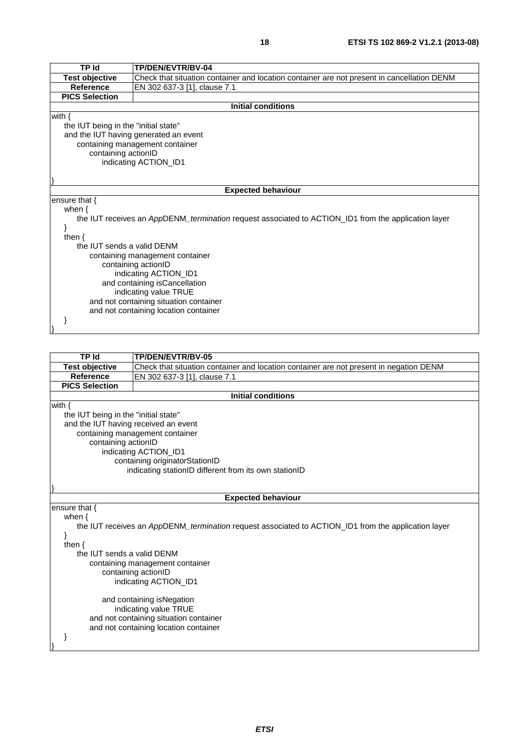| TP Id | TP/DEN/EVTR/BV-04 |
|---|---|
| Test objective | Check that situation container and location container are not present in cancellation DENM |
| Reference | EN 302 637-3 [1], clause 7.1 |
| PICS Selection | |
| **Initial conditions** | |
| with {<br>&nbsp;&nbsp;&nbsp;&nbsp;the IUT being in the "initial state"<br>&nbsp;&nbsp;&nbsp;&nbsp;and the IUT having generated an event<br>&nbsp;&nbsp;&nbsp;&nbsp;&nbsp;&nbsp;&nbsp;&nbsp;containing management container<br>&nbsp;&nbsp;&nbsp;&nbsp;&nbsp;&nbsp;&nbsp;&nbsp;&nbsp;&nbsp;&nbsp;&nbsp;containing actionID<br>&nbsp;&nbsp;&nbsp;&nbsp;&nbsp;&nbsp;&nbsp;&nbsp;&nbsp;&nbsp;&nbsp;&nbsp;&nbsp;&nbsp;&nbsp;&nbsp;indicating ACTION_ID1<br><br>} | |
| **Expected behaviour** | |
| ensure that {<br>&nbsp;&nbsp;&nbsp;&nbsp;when {<br>&nbsp;&nbsp;&nbsp;&nbsp;&nbsp;&nbsp;&nbsp;&nbsp;the IUT receives an *App*DENM_*termination* request associated to ACTION_ID1 from the application layer<br>&nbsp;&nbsp;&nbsp;&nbsp;}<br>&nbsp;&nbsp;&nbsp;&nbsp;then {<br>&nbsp;&nbsp;&nbsp;&nbsp;&nbsp;&nbsp;&nbsp;&nbsp;the IUT sends a valid DENM<br>&nbsp;&nbsp;&nbsp;&nbsp;&nbsp;&nbsp;&nbsp;&nbsp;&nbsp;&nbsp;&nbsp;&nbsp;containing management container<br>&nbsp;&nbsp;&nbsp;&nbsp;&nbsp;&nbsp;&nbsp;&nbsp;&nbsp;&nbsp;&nbsp;&nbsp;&nbsp;&nbsp;&nbsp;&nbsp;containing actionID<br>&nbsp;&nbsp;&nbsp;&nbsp;&nbsp;&nbsp;&nbsp;&nbsp;&nbsp;&nbsp;&nbsp;&nbsp;&nbsp;&nbsp;&nbsp;&nbsp;&nbsp;&nbsp;&nbsp;&nbsp;indicating ACTION_ID1<br>&nbsp;&nbsp;&nbsp;&nbsp;&nbsp;&nbsp;&nbsp;&nbsp;&nbsp;&nbsp;&nbsp;&nbsp;&nbsp;&nbsp;&nbsp;&nbsp;and containing isCancellation<br>&nbsp;&nbsp;&nbsp;&nbsp;&nbsp;&nbsp;&nbsp;&nbsp;&nbsp;&nbsp;&nbsp;&nbsp;&nbsp;&nbsp;&nbsp;&nbsp;&nbsp;&nbsp;&nbsp;&nbsp;indicating value TRUE<br>&nbsp;&nbsp;&nbsp;&nbsp;&nbsp;&nbsp;&nbsp;&nbsp;&nbsp;&nbsp;&nbsp;&nbsp;and not containing situation container<br>&nbsp;&nbsp;&nbsp;&nbsp;&nbsp;&nbsp;&nbsp;&nbsp;&nbsp;&nbsp;&nbsp;&nbsp;and not containing location container<br>&nbsp;&nbsp;&nbsp;&nbsp;}<br>} | |

| TP Id | TP/DEN/EVTR/BV-05 |
|---|---|
| Test objective | Check that situation container and location container are not present in negation DENM |
| Reference | EN 302 637-3 [1], clause 7.1 |
| PICS Selection | |
| **Initial conditions** | |
| with {<br>&nbsp;&nbsp;&nbsp;&nbsp;the IUT being in the "initial state"<br>&nbsp;&nbsp;&nbsp;&nbsp;and the IUT having received an event<br>&nbsp;&nbsp;&nbsp;&nbsp;&nbsp;&nbsp;&nbsp;&nbsp;containing management container<br>&nbsp;&nbsp;&nbsp;&nbsp;&nbsp;&nbsp;&nbsp;&nbsp;&nbsp;&nbsp;&nbsp;&nbsp;containing actionID<br>&nbsp;&nbsp;&nbsp;&nbsp;&nbsp;&nbsp;&nbsp;&nbsp;&nbsp;&nbsp;&nbsp;&nbsp;&nbsp;&nbsp;&nbsp;&nbsp;indicating ACTION_ID1<br>&nbsp;&nbsp;&nbsp;&nbsp;&nbsp;&nbsp;&nbsp;&nbsp;&nbsp;&nbsp;&nbsp;&nbsp;&nbsp;&nbsp;&nbsp;&nbsp;&nbsp;&nbsp;&nbsp;&nbsp;containing originatorStationID<br>&nbsp;&nbsp;&nbsp;&nbsp;&nbsp;&nbsp;&nbsp;&nbsp;&nbsp;&nbsp;&nbsp;&nbsp;&nbsp;&nbsp;&nbsp;&nbsp;&nbsp;&nbsp;&nbsp;&nbsp;&nbsp;&nbsp;&nbsp;&nbsp;indicating stationID different from its own stationID<br><br>} | |
| **Expected behaviour** | |
| ensure that {<br>&nbsp;&nbsp;&nbsp;&nbsp;when {<br>&nbsp;&nbsp;&nbsp;&nbsp;&nbsp;&nbsp;&nbsp;&nbsp;the IUT receives an *App*DENM_*termination* request associated to ACTION_ID1 from the application layer<br>&nbsp;&nbsp;&nbsp;&nbsp;}<br>&nbsp;&nbsp;&nbsp;&nbsp;then {<br>&nbsp;&nbsp;&nbsp;&nbsp;&nbsp;&nbsp;&nbsp;&nbsp;the IUT sends a valid DENM<br>&nbsp;&nbsp;&nbsp;&nbsp;&nbsp;&nbsp;&nbsp;&nbsp;&nbsp;&nbsp;&nbsp;&nbsp;containing management container<br>&nbsp;&nbsp;&nbsp;&nbsp;&nbsp;&nbsp;&nbsp;&nbsp;&nbsp;&nbsp;&nbsp;&nbsp;&nbsp;&nbsp;&nbsp;&nbsp;containing actionID<br>&nbsp;&nbsp;&nbsp;&nbsp;&nbsp;&nbsp;&nbsp;&nbsp;&nbsp;&nbsp;&nbsp;&nbsp;&nbsp;&nbsp;&nbsp;&nbsp;&nbsp;&nbsp;&nbsp;&nbsp;indicating ACTION_ID1<br><br>&nbsp;&nbsp;&nbsp;&nbsp;&nbsp;&nbsp;&nbsp;&nbsp;&nbsp;&nbsp;&nbsp;&nbsp;&nbsp;&nbsp;&nbsp;&nbsp;and containing isNegation<br>&nbsp;&nbsp;&nbsp;&nbsp;&nbsp;&nbsp;&nbsp;&nbsp;&nbsp;&nbsp;&nbsp;&nbsp;&nbsp;&nbsp;&nbsp;&nbsp;&nbsp;&nbsp;&nbsp;&nbsp;indicating value TRUE<br>&nbsp;&nbsp;&nbsp;&nbsp;&nbsp;&nbsp;&nbsp;&nbsp;&nbsp;&nbsp;&nbsp;&nbsp;and not containing situation container<br>&nbsp;&nbsp;&nbsp;&nbsp;&nbsp;&nbsp;&nbsp;&nbsp;&nbsp;&nbsp;&nbsp;&nbsp;and not containing location container<br>&nbsp;&nbsp;&nbsp;&nbsp;}<br>} | |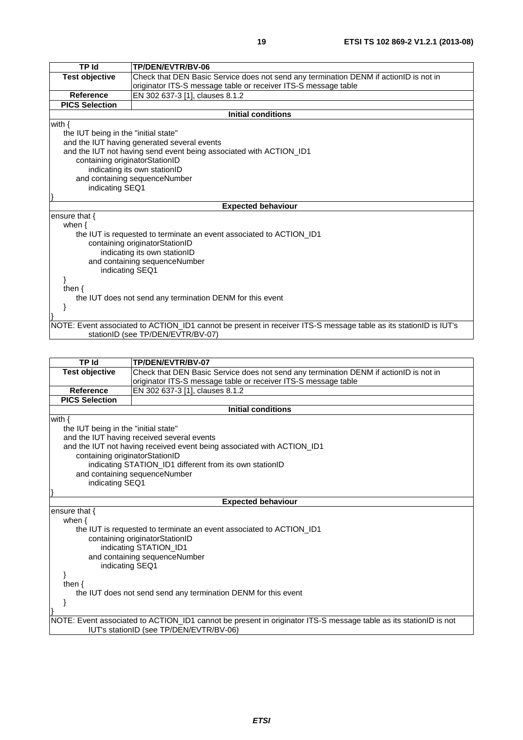| TP Id | TP/DEN/EVTR/BV-06 |
| --- | --- |
| **Test objective** | Check that DEN Basic Service does not send any termination DENM if actionID is not in originator ITS-S message table or receiver ITS-S message table |
| **Reference** | EN 302 637-3 [1], clauses 8.1.2 |
| **PICS Selection** | |
| **Initial conditions** | |
| with {<br>the IUT being in the "initial state"<br>and the IUT having generated several events<br>and the IUT not having send event being associated with ACTION_ID1<br>containing originatorStationID<br>indicating its own stationID<br>and containing sequenceNumber<br>indicating SEQ1<br>} | |
| **Expected behaviour** | |
| ensure that {<br>when {<br>the IUT is requested to terminate an event associated to ACTION_ID1<br>containing originatorStationID<br>indicating its own stationID<br>and containing sequenceNumber<br>indicating SEQ1<br>}<br>then {<br>the IUT does not send any termination DENM for this event<br>}<br>} | |
| NOTE: Event associated to ACTION_ID1 cannot be present in receiver ITS-S message table as its stationID is IUT's stationID (see TP/DEN/EVTR/BV-07) | |

| TP Id | TP/DEN/EVTR/BV-07 |
| --- | --- |
| **Test objective** | Check that DEN Basic Service does not send any termination DENM if actionID is not in originator ITS-S message table or receiver ITS-S message table |
| **Reference** | EN 302 637-3 [1], clauses 8.1.2 |
| **PICS Selection** | |
| **Initial conditions** | |
| with {<br>the IUT being in the "initial state"<br>and the IUT having received several events<br>and the IUT not having received event being associated with ACTION_ID1<br>containing originatorStationID<br>indicating STATION_ID1 different from its own stationID<br>and containing sequenceNumber<br>indicating SEQ1<br>} | |
| **Expected behaviour** | |
| ensure that {<br>when {<br>the IUT is requested to terminate an event associated to ACTION_ID1<br>containing originatorStationID<br>indicating STATION_ID1<br>and containing sequenceNumber<br>indicating SEQ1<br>}<br>then {<br>the IUT does not send send any termination DENM for this event<br>}<br>} | |
| NOTE: Event associated to ACTION_ID1 cannot be present in originator ITS-S message table as its stationID is not IUT's stationID (see TP/DEN/EVTR/BV-06) | |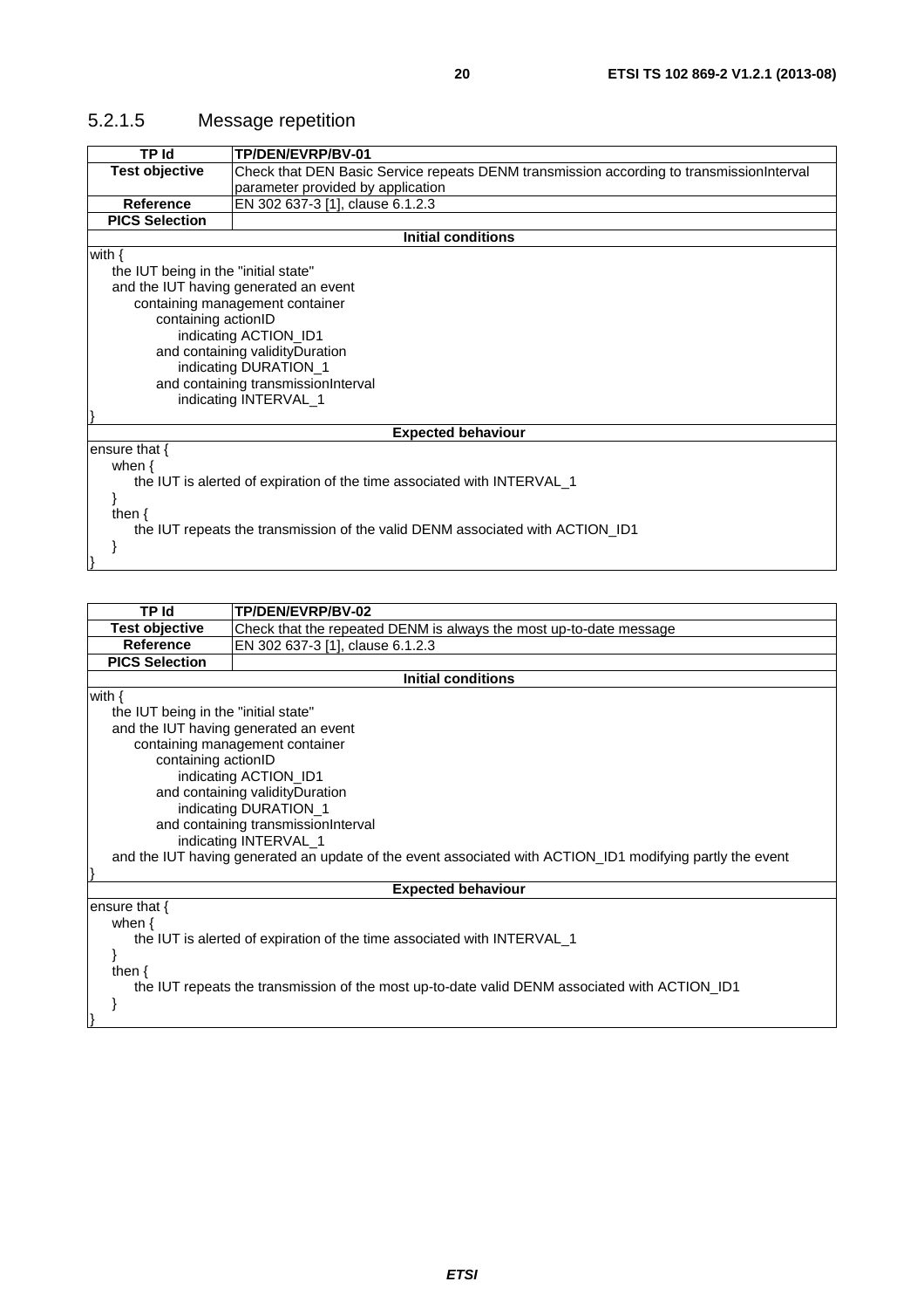### 5.2.1.5 Message repetition

| TP Id | TP/DEN/EVRP/BV-01 |
|---|---|
| **Test objective** | Check that DEN Basic Service repeats DENM transmission according to transmissionInterval parameter provided by application |
| **Reference** | EN 302 637-3 [1], clause 6.1.2.3 |
| **PICS Selection** | |
| **Initial conditions** | |

```
with {
    the IUT being in the "initial state"
    and the IUT having generated an event
        containing management container
            containing actionID
                indicating ACTION_ID1
            and containing validityDuration
                indicating DURATION_1
            and containing transmissionInterval
                indicating INTERVAL_1
}
```

**Expected behaviour**

```
ensure that {
    when {
        the IUT is alerted of expiration of the time associated with INTERVAL_1
    }
    then {
        the IUT repeats the transmission of the valid DENM associated with ACTION_ID1
    }
}
```

| TP Id | TP/DEN/EVRP/BV-02 |
|---|---|
| **Test objective** | Check that the repeated DENM is always the most up-to-date message |
| **Reference** | EN 302 637-3 [1], clause 6.1.2.3 |
| **PICS Selection** | |
| **Initial conditions** | |

```
with {
    the IUT being in the "initial state"
    and the IUT having generated an event
        containing management container
            containing actionID
                indicating ACTION_ID1
            and containing validityDuration
                indicating DURATION_1
            and containing transmissionInterval
                indicating INTERVAL_1
    and the IUT having generated an update of the event associated with ACTION_ID1 modifying partly the event
}
```

**Expected behaviour**

```
ensure that {
    when {
        the IUT is alerted of expiration of the time associated with INTERVAL_1
    }
    then {
        the IUT repeats the transmission of the most up-to-date valid DENM associated with ACTION_ID1
    }
}
```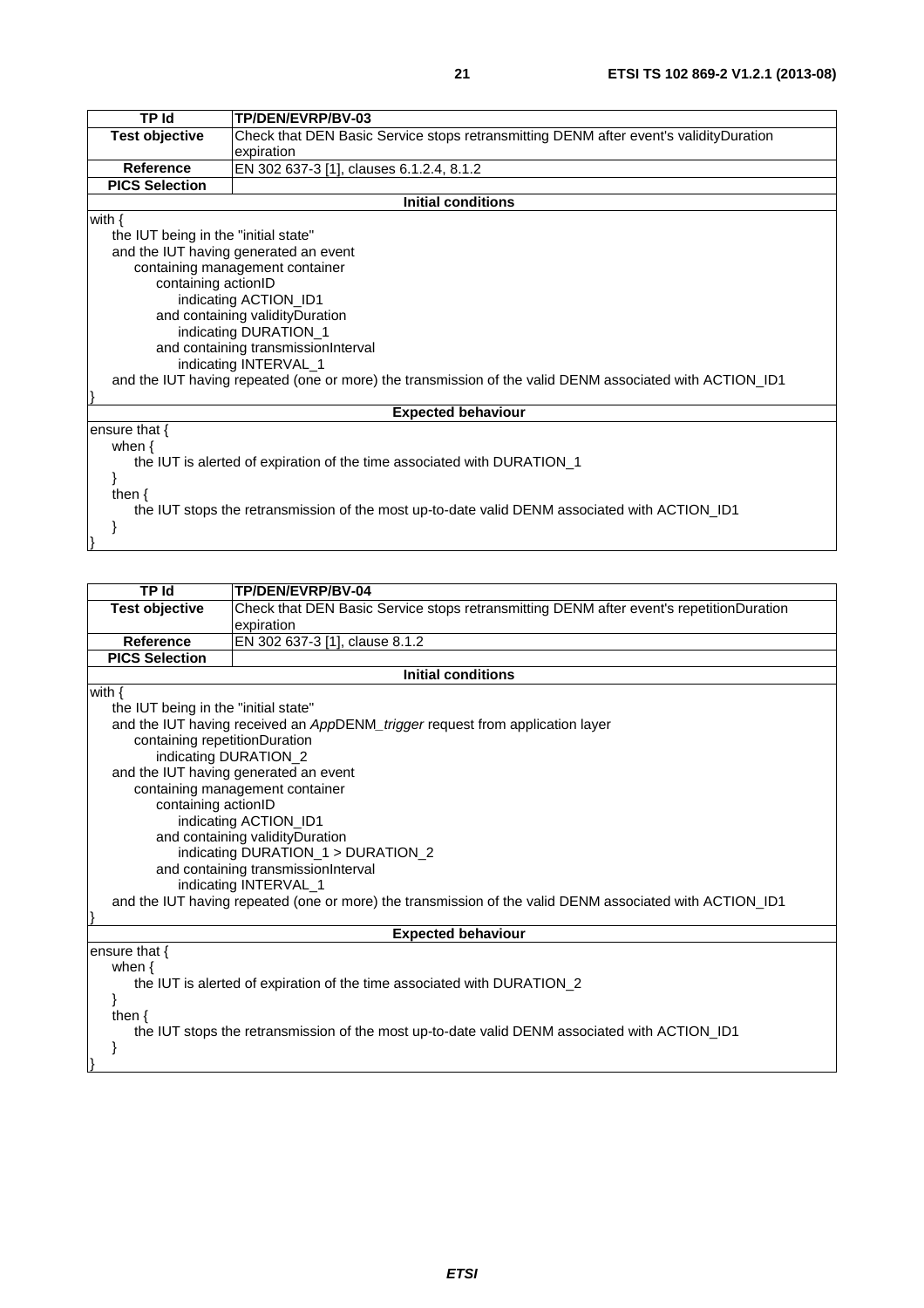| TP Id | TP/DEN/EVRP/BV-03 |
|---|---|
| **Test objective** | Check that DEN Basic Service stops retransmitting DENM after event's validityDuration expiration |
| **Reference** | EN 302 637-3 [1], clauses 6.1.2.4, 8.1.2 |
| **PICS Selection** | |
| **Initial conditions** | |

```
with {
  the IUT being in the "initial state"
  and the IUT having generated an event
    containing management container
      containing actionID
        indicating ACTION_ID1
      and containing validityDuration
        indicating DURATION_1
      and containing transmissionInterval
        indicating INTERVAL_1
  and the IUT having repeated (one or more) the transmission of the valid DENM associated with ACTION_ID1
}
```

**Expected behaviour**

```
ensure that {
  when {
    the IUT is alerted of expiration of the time associated with DURATION_1
  }
  then {
    the IUT stops the retransmission of the most up-to-date valid DENM associated with ACTION_ID1
  }
}
```

| TP Id | TP/DEN/EVRP/BV-04 |
|---|---|
| **Test objective** | Check that DEN Basic Service stops retransmitting DENM after event's repetitionDuration expiration |
| **Reference** | EN 302 637-3 [1], clause 8.1.2 |
| **PICS Selection** | |
| **Initial conditions** | |

```
with {
  the IUT being in the "initial state"
  and the IUT having received an AppDENM_trigger request from application layer
    containing repetitionDuration
      indicating DURATION_2
  and the IUT having generated an event
    containing management container
      containing actionID
        indicating ACTION_ID1
      and containing validityDuration
        indicating DURATION_1 > DURATION_2
      and containing transmissionInterval
        indicating INTERVAL_1
  and the IUT having repeated (one or more) the transmission of the valid DENM associated with ACTION_ID1
}
```

**Expected behaviour**

```
ensure that {
  when {
    the IUT is alerted of expiration of the time associated with DURATION_2
  }
  then {
    the IUT stops the retransmission of the most up-to-date valid DENM associated with ACTION_ID1
  }
}
```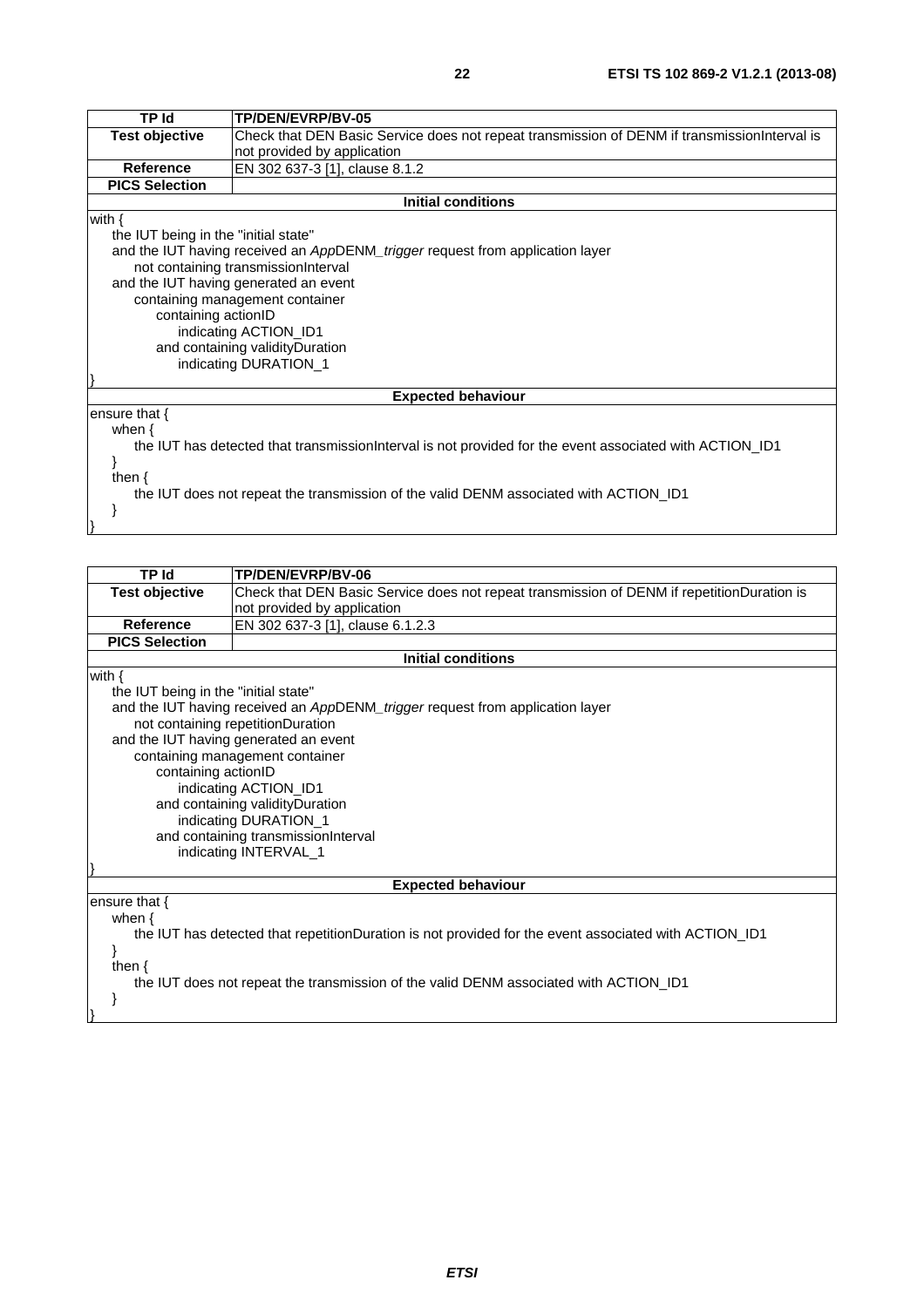| TP Id | TP/DEN/EVRP/BV-05 |
|---|---|
| Test objective | Check that DEN Basic Service does not repeat transmission of DENM if transmissionInterval is not provided by application |
| Reference | EN 302 637-3 [1], clause 8.1.2 |
| PICS Selection | |
| **Initial conditions** | |
| with {<br>the IUT being in the "initial state"<br>and the IUT having received an *App*DENM_*trigger* request from application layer<br>not containing transmissionInterval<br>and the IUT having generated an event<br>containing management container<br>containing actionID<br>indicating ACTION_ID1<br>and containing validityDuration<br>indicating DURATION_1<br>} | |
| **Expected behaviour** | |
| ensure that {<br>when {<br>the IUT has detected that transmissionInterval is not provided for the event associated with ACTION_ID1<br>}<br>then {<br>the IUT does not repeat the transmission of the valid DENM associated with ACTION_ID1<br>}<br>} | |

| TP Id | TP/DEN/EVRP/BV-06 |
|---|---|
| Test objective | Check that DEN Basic Service does not repeat transmission of DENM if repetitionDuration is not provided by application |
| Reference | EN 302 637-3 [1], clause 6.1.2.3 |
| PICS Selection | |
| **Initial conditions** | |
| with {<br>the IUT being in the "initial state"<br>and the IUT having received an *App*DENM_*trigger* request from application layer<br>not containing repetitionDuration<br>and the IUT having generated an event<br>containing management container<br>containing actionID<br>indicating ACTION_ID1<br>and containing validityDuration<br>indicating DURATION_1<br>and containing transmissionInterval<br>indicating INTERVAL_1<br>} | |
| **Expected behaviour** | |
| ensure that {<br>when {<br>the IUT has detected that repetitionDuration is not provided for the event associated with ACTION_ID1<br>}<br>then {<br>the IUT does not repeat the transmission of the valid DENM associated with ACTION_ID1<br>}<br>} | |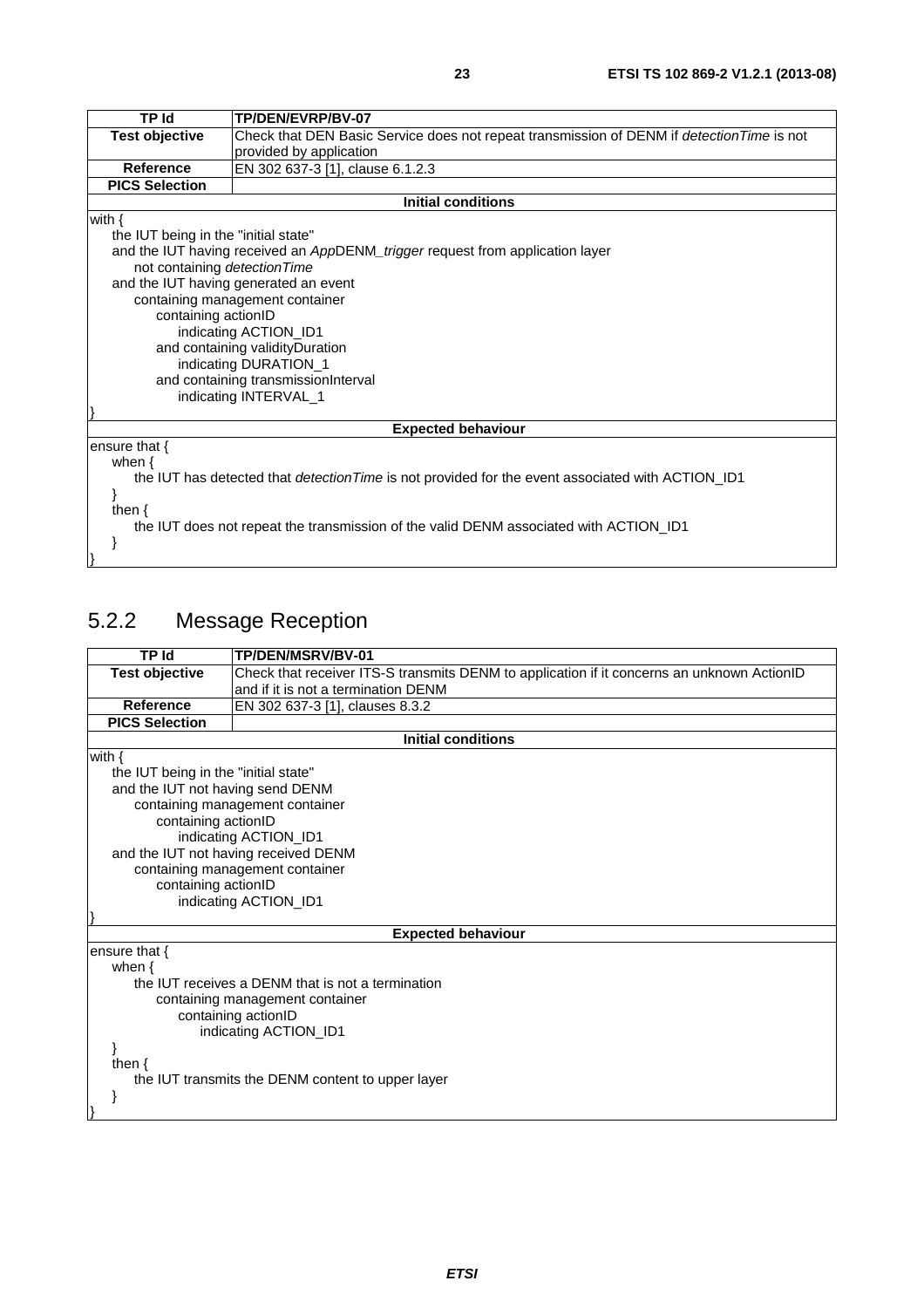| TP Id | TP/DEN/EVRP/BV-07 |
|---|---|
| **Test objective** | Check that DEN Basic Service does not repeat transmission of DENM if *detectionTime* is not provided by application |
| **Reference** | EN 302 637-3 [1], clause 6.1.2.3 |
| **PICS Selection** | |
| **Initial conditions** | |
| with {<br>the IUT being in the "initial state"<br>and the IUT having received an *App*DENM_*trigger* request from application layer<br>not containing *detectionTime*<br>and the IUT having generated an event<br>containing management container<br>containing actionID<br>indicating ACTION_ID1<br>and containing validityDuration<br>indicating DURATION_1<br>and containing transmissionInterval<br>indicating INTERVAL_1<br>} | |
| **Expected behaviour** | |
| ensure that {<br>when {<br>the IUT has detected that *detectionTime* is not provided for the event associated with ACTION_ID1<br>}<br>then {<br>the IUT does not repeat the transmission of the valid DENM associated with ACTION_ID1<br>}<br>} | |

## 5.2.2 Message Reception

| TP Id | TP/DEN/MSRV/BV-01 |
|---|---|
| **Test objective** | Check that receiver ITS-S transmits DENM to application if it concerns an unknown ActionID and if it is not a termination DENM |
| **Reference** | EN 302 637-3 [1], clauses 8.3.2 |
| **PICS Selection** | |
| **Initial conditions** | |
| with {<br>the IUT being in the "initial state"<br>and the IUT not having send DENM<br>containing management container<br>containing actionID<br>indicating ACTION_ID1<br>and the IUT not having received DENM<br>containing management container<br>containing actionID<br>indicating ACTION_ID1<br>} | |
| **Expected behaviour** | |
| ensure that {<br>when {<br>the IUT receives a DENM that is not a termination<br>containing management container<br>containing actionID<br>indicating ACTION_ID1<br>}<br>then {<br>the IUT transmits the DENM content to upper layer<br>}<br>} | |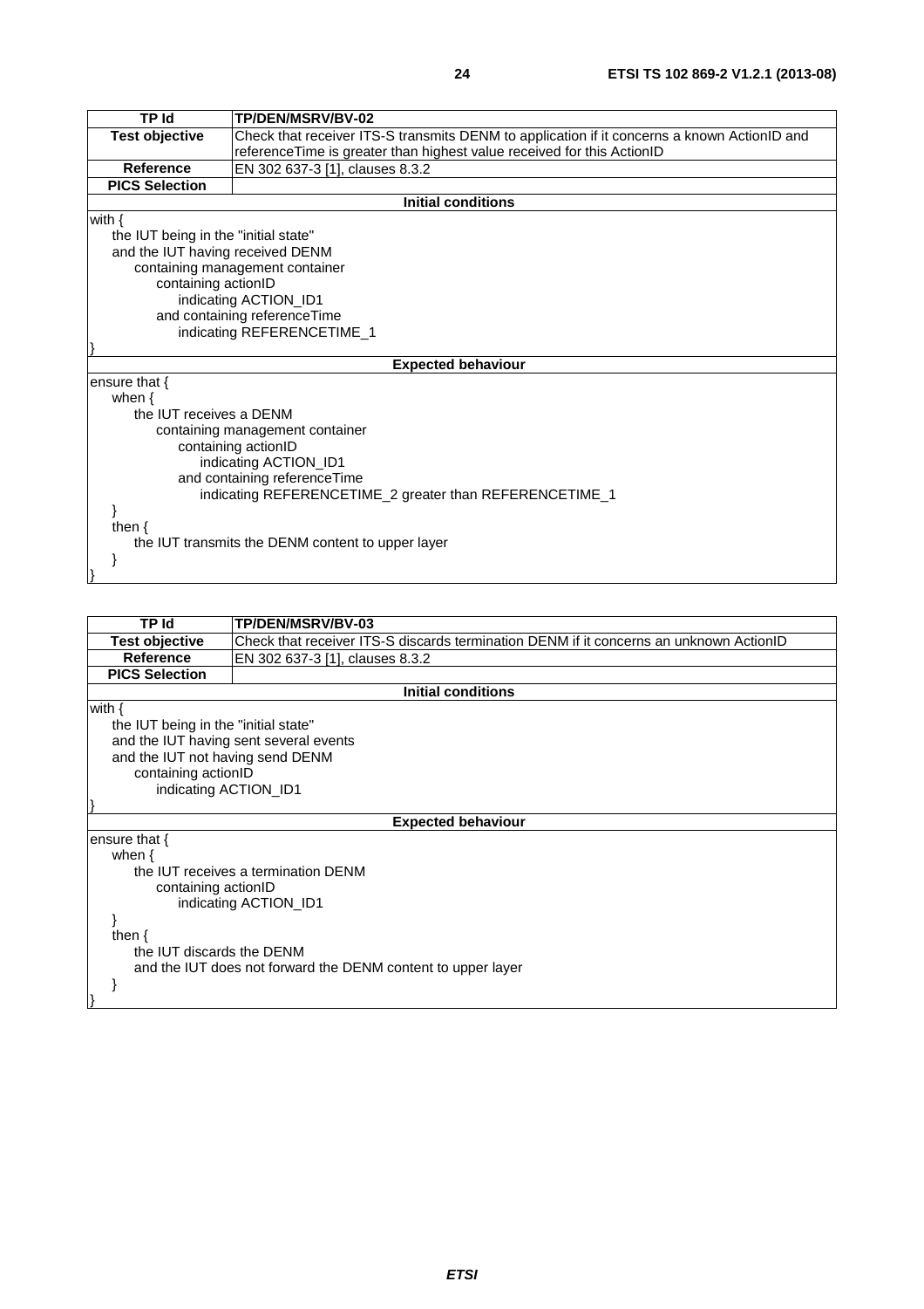| TP Id | TP/DEN/MSRV/BV-02 |
|---|---|
| **Test objective** | Check that receiver ITS-S transmits DENM to application if it concerns a known ActionID and referenceTime is greater than highest value received for this ActionID |
| **Reference** | EN 302 637-3 [1], clauses 8.3.2 |
| **PICS Selection** | |
| **Initial conditions** | |
| with {<br>  the IUT being in the "initial state"<br>  and the IUT having received DENM<br>    containing management container<br>      containing actionID<br>        indicating ACTION_ID1<br>      and containing referenceTime<br>        indicating REFERENCETIME_1<br>} | |
| **Expected behaviour** | |
| ensure that {<br>  when {<br>    the IUT receives a DENM<br>      containing management container<br>        containing actionID<br>          indicating ACTION_ID1<br>        and containing referenceTime<br>          indicating REFERENCETIME_2 greater than REFERENCETIME_1<br>  }<br>  then {<br>    the IUT transmits the DENM content to upper layer<br>  }<br>} | |

| TP Id | TP/DEN/MSRV/BV-03 |
|---|---|
| **Test objective** | Check that receiver ITS-S discards termination DENM if it concerns an unknown ActionID |
| **Reference** | EN 302 637-3 [1], clauses 8.3.2 |
| **PICS Selection** | |
| **Initial conditions** | |
| with {<br>  the IUT being in the "initial state"<br>  and the IUT having sent several events<br>  and the IUT not having send DENM<br>    containing actionID<br>      indicating ACTION_ID1<br>} | |
| **Expected behaviour** | |
| ensure that {<br>  when {<br>    the IUT receives a termination DENM<br>      containing actionID<br>        indicating ACTION_ID1<br>  }<br>  then {<br>    the IUT discards the DENM<br>    and the IUT does not forward the DENM content to upper layer<br>  }<br>} | |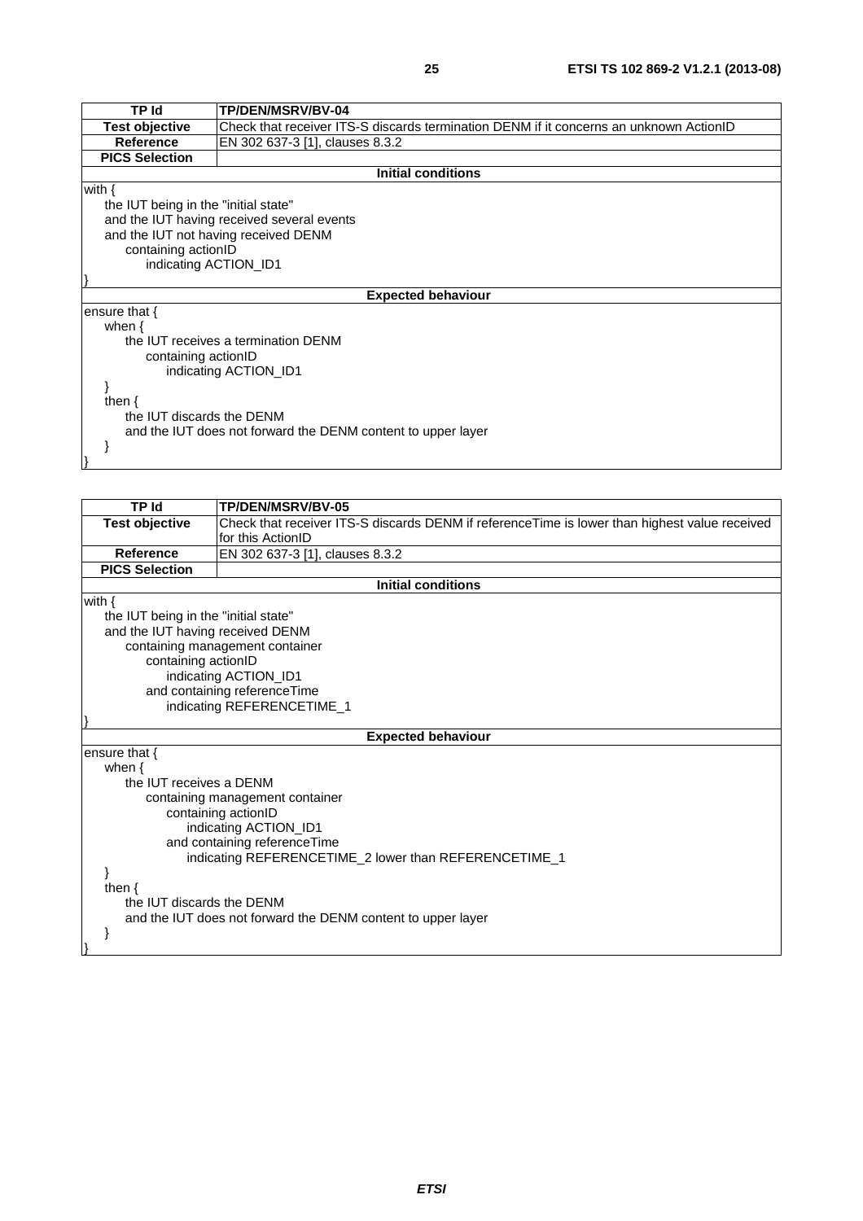| TP Id | TP/DEN/MSRV/BV-04 |
|---|---|
| **Test objective** | Check that receiver ITS-S discards termination DENM if it concerns an unknown ActionID |
| **Reference** | EN 302 637-3 [1], clauses 8.3.2 |
| **PICS Selection** | |
| **Initial conditions** | |

```
with {
    the IUT being in the "initial state"
    and the IUT having received several events
    and the IUT not having received DENM
        containing actionID
            indicating ACTION_ID1
}
```

**Expected behaviour**

```
ensure that {
    when {
        the IUT receives a termination DENM
            containing actionID
                indicating ACTION_ID1
    }
    then {
        the IUT discards the DENM
        and the IUT does not forward the DENM content to upper layer
    }
}
```

| TP Id | TP/DEN/MSRV/BV-05 |
|---|---|
| **Test objective** | Check that receiver ITS-S discards DENM if referenceTime is lower than highest value received for this ActionID |
| **Reference** | EN 302 637-3 [1], clauses 8.3.2 |
| **PICS Selection** | |
| **Initial conditions** | |

```
with {
    the IUT being in the "initial state"
    and the IUT having received DENM
        containing management container
            containing actionID
                indicating ACTION_ID1
            and containing referenceTime
                indicating REFERENCETIME_1
}
```

**Expected behaviour**

```
ensure that {
    when {
        the IUT receives a DENM
            containing management container
                containing actionID
                    indicating ACTION_ID1
                and containing referenceTime
                    indicating REFERENCETIME_2 lower than REFERENCETIME_1
    }
    then {
        the IUT discards the DENM
        and the IUT does not forward the DENM content to upper layer
    }
}
```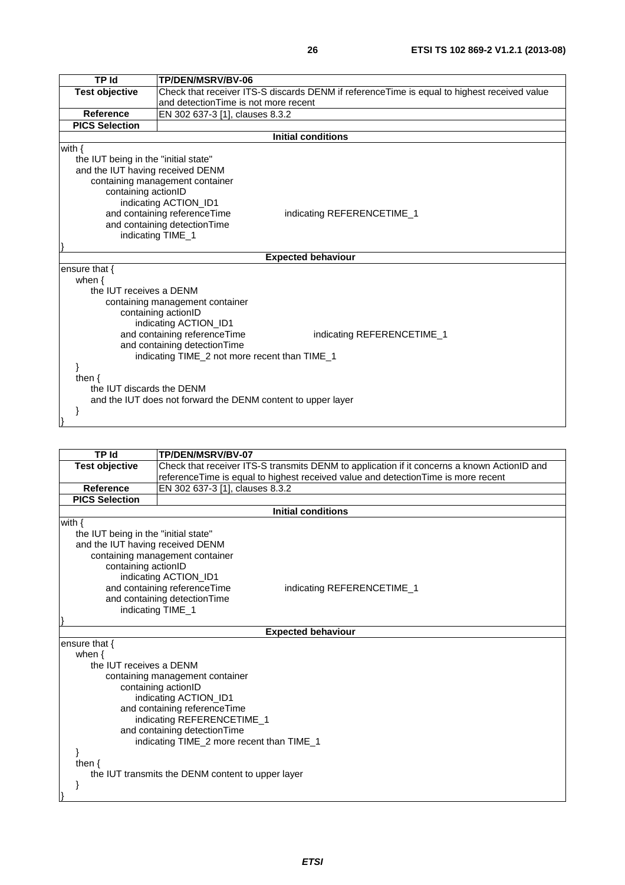| TP Id | TP/DEN/MSRV/BV-06 |
|---|---|
| Test objective | Check that receiver ITS-S discards DENM if referenceTime is equal to highest received value and detectionTime is not more recent |
| Reference | EN 302 637-3 [1], clauses 8.3.2 |
| PICS Selection | |

**Initial conditions**

```
with {
  the IUT being in the "initial state"
  and the IUT having received DENM
    containing management container
      containing actionID
        indicating ACTION_ID1
      and containing referenceTime          indicating REFERENCETIME_1
      and containing detectionTime
        indicating TIME_1
}
```

**Expected behaviour**

```
ensure that {
  when {
    the IUT receives a DENM
      containing management container
        containing actionID
          indicating ACTION_ID1
        and containing referenceTime          indicating REFERENCETIME_1
        and containing detectionTime
          indicating TIME_2 not more recent than TIME_1
  }
  then {
    the IUT discards the DENM
    and the IUT does not forward the DENM content to upper layer
  }
}
```

| TP Id | TP/DEN/MSRV/BV-07 |
|---|---|
| Test objective | Check that receiver ITS-S transmits DENM to application if it concerns a known ActionID and referenceTime is equal to highest received value and detectionTime is more recent |
| Reference | EN 302 637-3 [1], clauses 8.3.2 |
| PICS Selection | |

**Initial conditions**

```
with {
  the IUT being in the "initial state"
  and the IUT having received DENM
    containing management container
      containing actionID
        indicating ACTION_ID1
      and containing referenceTime          indicating REFERENCETIME_1
      and containing detectionTime
        indicating TIME_1
}
```

**Expected behaviour**

```
ensure that {
  when {
    the IUT receives a DENM
      containing management container
        containing actionID
          indicating ACTION_ID1
        and containing referenceTime
          indicating REFERENCETIME_1
        and containing detectionTime
          indicating TIME_2 more recent than TIME_1
  }
  then {
    the IUT transmits the DENM content to upper layer
  }
}
```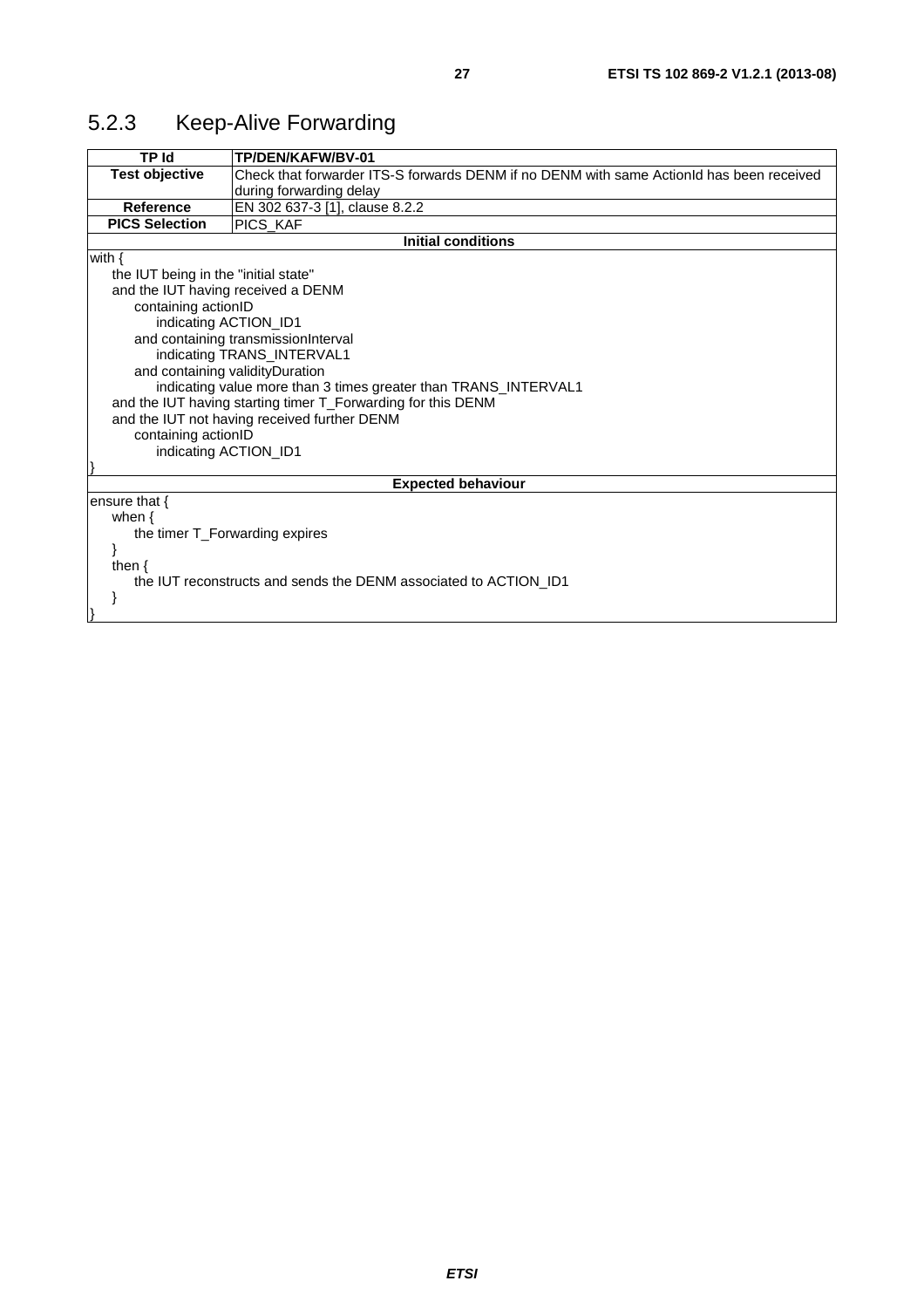### 5.2.3 Keep-Alive Forwarding

| TP Id | TP/DEN/KAFW/BV-01 |
|---|---|
| Test objective | Check that forwarder ITS-S forwards DENM if no DENM with same ActionId has been received during forwarding delay |
| Reference | EN 302 637-3 [1], clause 8.2.2 |
| PICS Selection | PICS_KAF |
| **Initial conditions** | |

```
with {
    the IUT being in the "initial state"
    and the IUT having received a DENM
        containing actionID
            indicating ACTION_ID1
        and containing transmissionInterval
            indicating TRANS_INTERVAL1
        and containing validityDuration
            indicating value more than 3 times greater than TRANS_INTERVAL1
    and the IUT having starting timer T_Forwarding for this DENM
    and the IUT not having received further DENM
        containing actionID
            indicating ACTION_ID1
}
```

**Expected behaviour**

```
ensure that {
    when {
        the timer T_Forwarding expires
    }
    then {
        the IUT reconstructs and sends the DENM associated to ACTION_ID1
    }
}
```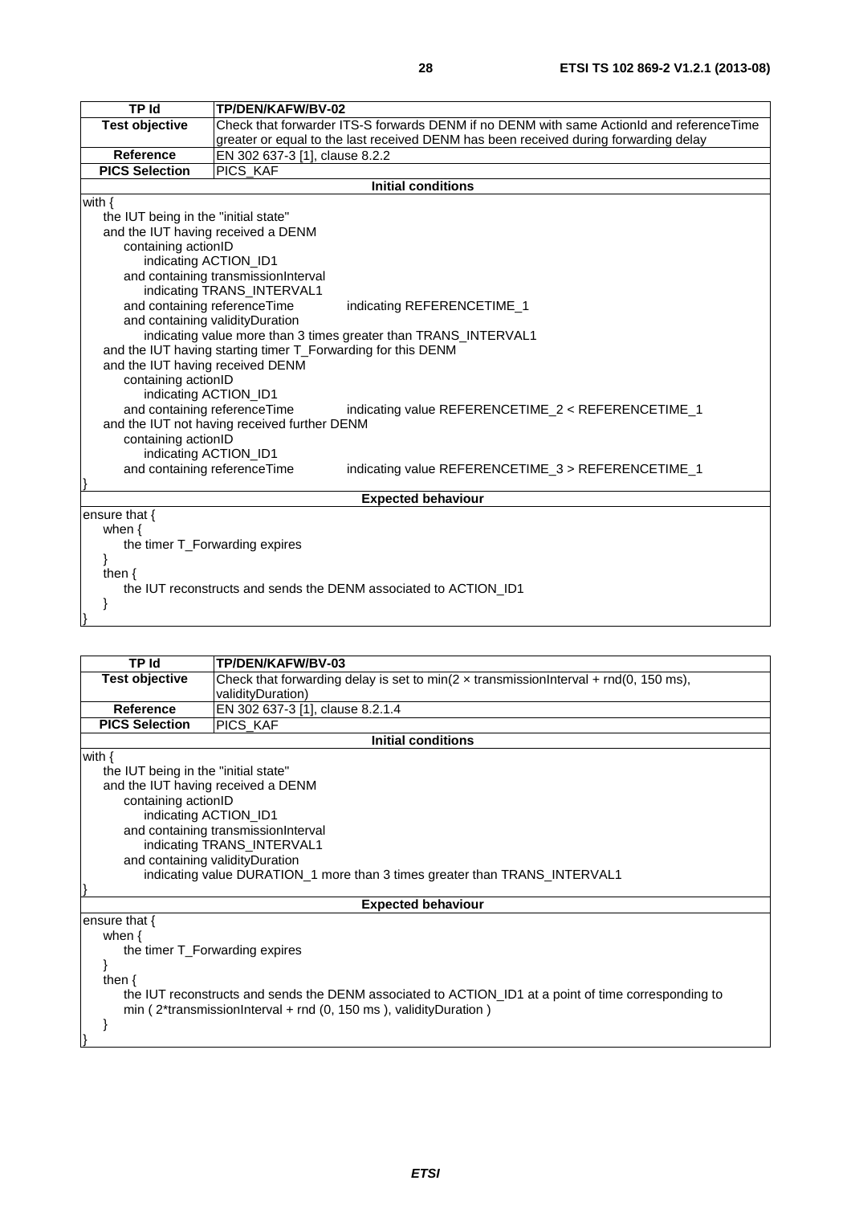| TP Id | TP/DEN/KAFW/BV-02 |
|---|---|
| **Test objective** | Check that forwarder ITS-S forwards DENM if no DENM with same ActionId and referenceTime greater or equal to the last received DENM has been received during forwarding delay |
| **Reference** | EN 302 637-3 [1], clause 8.2.2 |
| **PICS Selection** | PICS_KAF |
| **Initial conditions** | |

```
with {
    the IUT being in the "initial state"
    and the IUT having received a DENM
        containing actionID
            indicating ACTION_ID1
        and containing transmissionInterval
            indicating TRANS_INTERVAL1
        and containing referenceTime        indicating REFERENCETIME_1
        and containing validityDuration
            indicating value more than 3 times greater than TRANS_INTERVAL1
    and the IUT having starting timer T_Forwarding for this DENM
    and the IUT having received DENM
        containing actionID
            indicating ACTION_ID1
        and containing referenceTime        indicating value REFERENCETIME_2 < REFERENCETIME_1
    and the IUT not having received further DENM
        containing actionID
            indicating ACTION_ID1
        and containing referenceTime        indicating value REFERENCETIME_3 > REFERENCETIME_1
}
```

**Expected behaviour**

```
ensure that {
    when {
        the timer T_Forwarding expires
    }
    then {
        the IUT reconstructs and sends the DENM associated to ACTION_ID1
    }
}
```

| TP Id | TP/DEN/KAFW/BV-03 |
|---|---|
| **Test objective** | Check that forwarding delay is set to min(2 × transmissionInterval + rnd(0, 150 ms), validityDuration) |
| **Reference** | EN 302 637-3 [1], clause 8.2.1.4 |
| **PICS Selection** | PICS_KAF |
| **Initial conditions** | |

```
with {
    the IUT being in the "initial state"
    and the IUT having received a DENM
        containing actionID
            indicating ACTION_ID1
        and containing transmissionInterval
            indicating TRANS_INTERVAL1
        and containing validityDuration
            indicating value DURATION_1 more than 3 times greater than TRANS_INTERVAL1
}
```

**Expected behaviour**

```
ensure that {
    when {
        the timer T_Forwarding expires
    }
    then {
        the IUT reconstructs and sends the DENM associated to ACTION_ID1 at a point of time corresponding to
        min ( 2*transmissionInterval + rnd (0, 150 ms ), validityDuration )
    }
}
```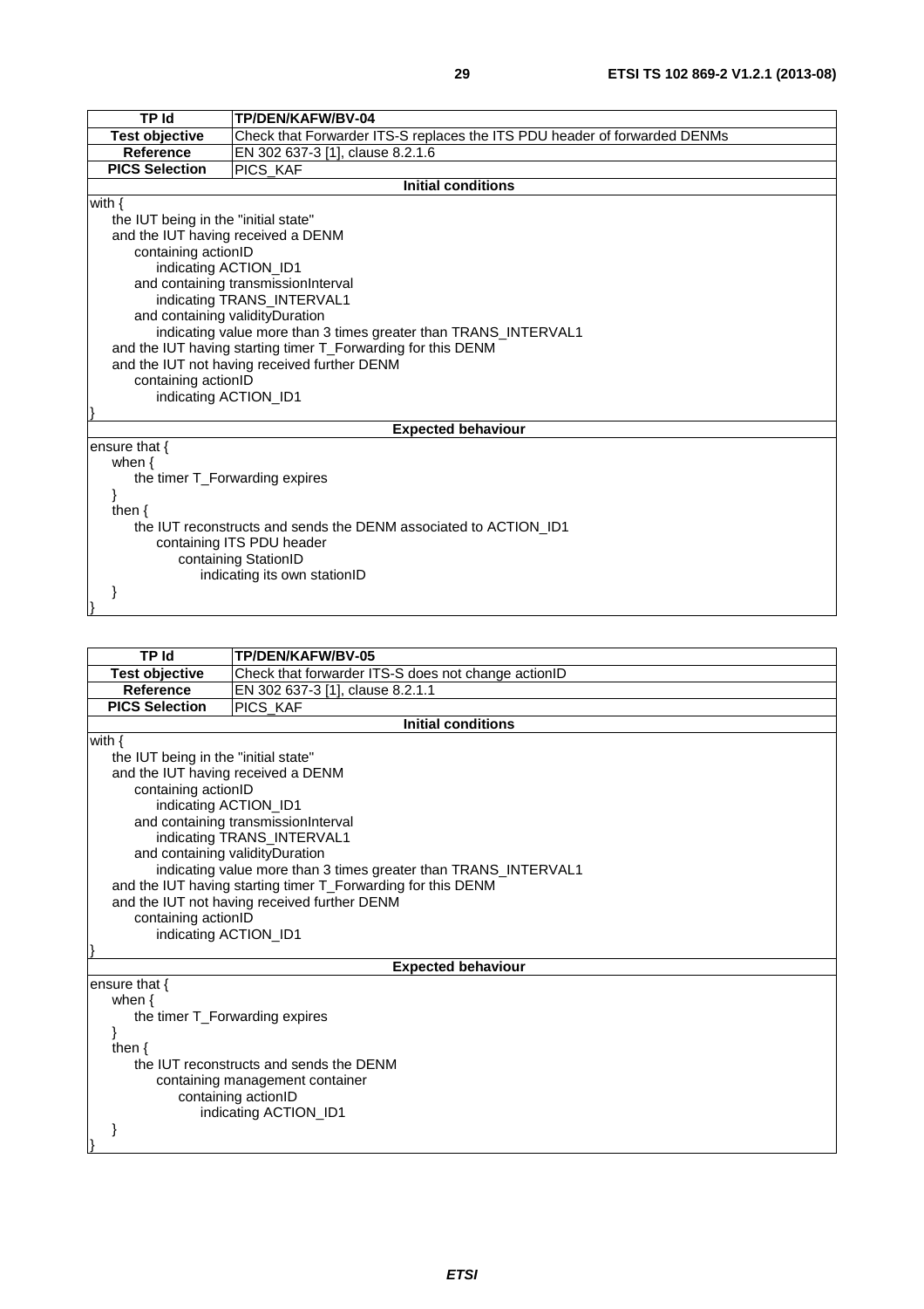| TP Id | TP/DEN/KAFW/BV-04 |
|---|---|
| Test objective | Check that Forwarder ITS-S replaces the ITS PDU header of forwarded DENMs |
| Reference | EN 302 637-3 [1], clause 8.2.1.6 |
| PICS Selection | PICS_KAF |

**Initial conditions**

```
with {
    the IUT being in the "initial state"
    and the IUT having received a DENM
        containing actionID
            indicating ACTION_ID1
        and containing transmissionInterval
            indicating TRANS_INTERVAL1
        and containing validityDuration
            indicating value more than 3 times greater than TRANS_INTERVAL1
    and the IUT having starting timer T_Forwarding for this DENM
    and the IUT not having received further DENM
        containing actionID
            indicating ACTION_ID1
}
```

**Expected behaviour**

```
ensure that {
    when {
        the timer T_Forwarding expires
    }
    then {
        the IUT reconstructs and sends the DENM associated to ACTION_ID1
            containing ITS PDU header
                containing StationID
                    indicating its own stationID
    }
}
```

| TP Id | TP/DEN/KAFW/BV-05 |
|---|---|
| Test objective | Check that forwarder ITS-S does not change actionID |
| Reference | EN 302 637-3 [1], clause 8.2.1.1 |
| PICS Selection | PICS_KAF |

**Initial conditions**

```
with {
    the IUT being in the "initial state"
    and the IUT having received a DENM
        containing actionID
            indicating ACTION_ID1
        and containing transmissionInterval
            indicating TRANS_INTERVAL1
        and containing validityDuration
            indicating value more than 3 times greater than TRANS_INTERVAL1
    and the IUT having starting timer T_Forwarding for this DENM
    and the IUT not having received further DENM
        containing actionID
            indicating ACTION_ID1
}
```

**Expected behaviour**

```
ensure that {
    when {
        the timer T_Forwarding expires
    }
    then {
        the IUT reconstructs and sends the DENM
            containing management container
                containing actionID
                    indicating ACTION_ID1
    }
}
```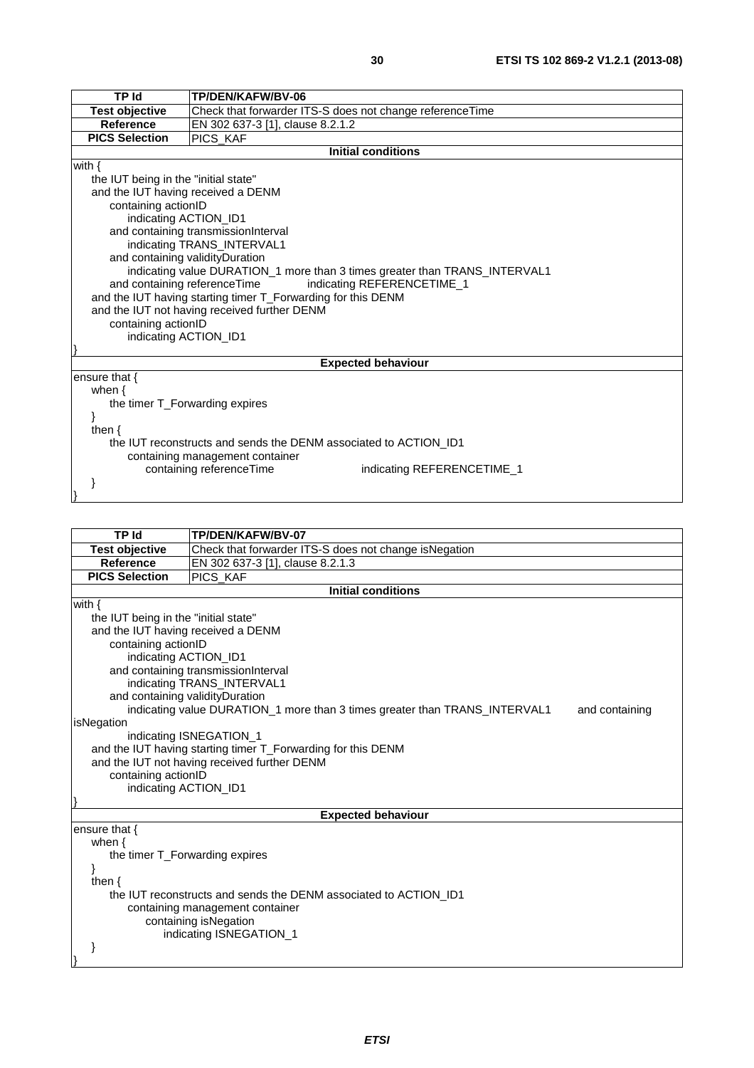| TP Id | TP/DEN/KAFW/BV-06 |
|---|---|
| Test objective | Check that forwarder ITS-S does not change referenceTime |
| Reference | EN 302 637-3 [1], clause 8.2.1.2 |
| PICS Selection | PICS_KAF |

**Initial conditions**

```
with {
    the IUT being in the "initial state"
    and the IUT having received a DENM
        containing actionID
            indicating ACTION_ID1
        and containing transmissionInterval
            indicating TRANS_INTERVAL1
        and containing validityDuration
            indicating value DURATION_1 more than 3 times greater than TRANS_INTERVAL1
        and containing referenceTime        indicating REFERENCETIME_1
    and the IUT having starting timer T_Forwarding for this DENM
    and the IUT not having received further DENM
        containing actionID
            indicating ACTION_ID1
}
```

**Expected behaviour**

```
ensure that {
    when {
        the timer T_Forwarding expires
    }
    then {
        the IUT reconstructs and sends the DENM associated to ACTION_ID1
            containing management container
                containing referenceTime                indicating REFERENCETIME_1
    }
}
```

| TP Id | TP/DEN/KAFW/BV-07 |
|---|---|
| Test objective | Check that forwarder ITS-S does not change isNegation |
| Reference | EN 302 637-3 [1], clause 8.2.1.3 |
| PICS Selection | PICS_KAF |

**Initial conditions**

```
with {
    the IUT being in the "initial state"
    and the IUT having received a DENM
        containing actionID
            indicating ACTION_ID1
        and containing transmissionInterval
            indicating TRANS_INTERVAL1
        and containing validityDuration
            indicating value DURATION_1 more than 3 times greater than TRANS_INTERVAL1        and containing
isNegation
            indicating ISNEGATION_1
    and the IUT having starting timer T_Forwarding for this DENM
    and the IUT not having received further DENM
        containing actionID
            indicating ACTION_ID1
}
```

**Expected behaviour**

```
ensure that {
    when {
        the timer T_Forwarding expires
    }
    then {
        the IUT reconstructs and sends the DENM associated to ACTION_ID1
            containing management container
                containing isNegation
                    indicating ISNEGATION_1
    }
}
```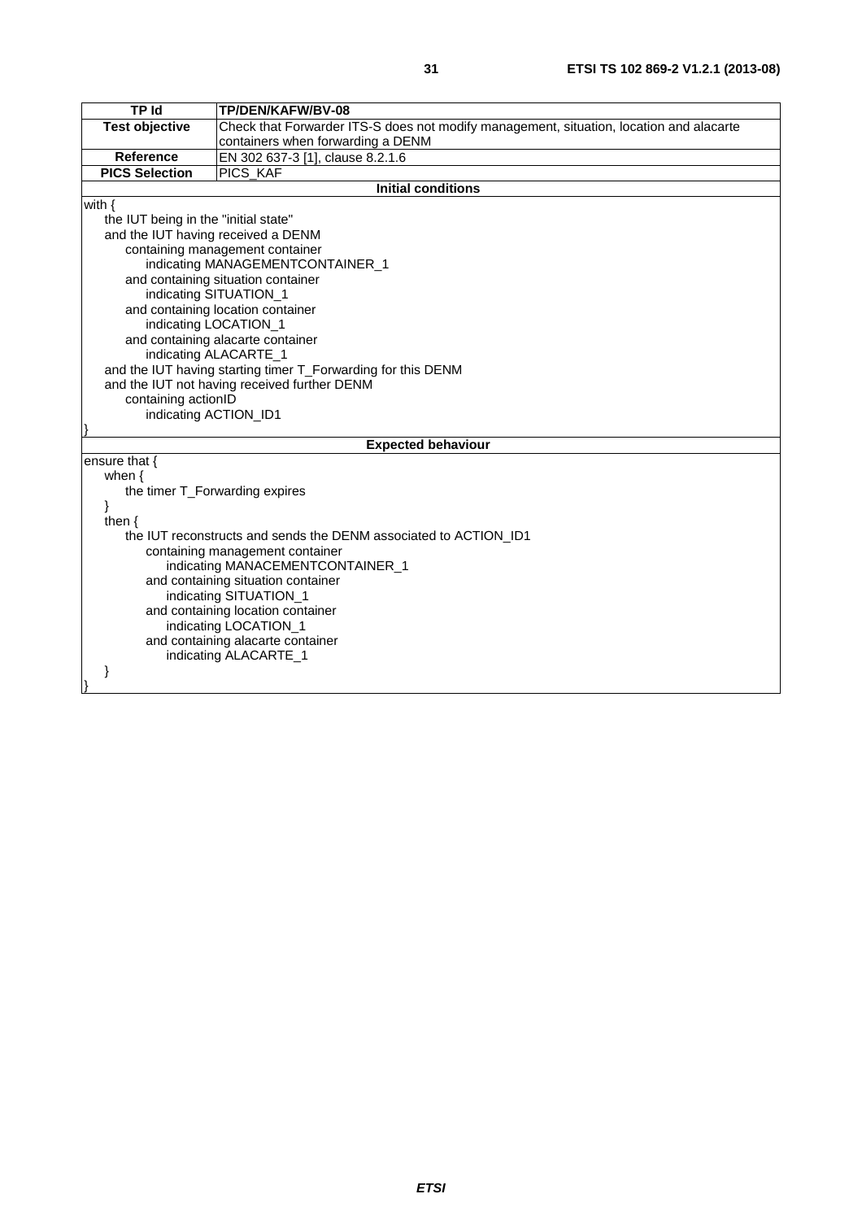| TP Id | TP/DEN/KAFW/BV-08 |
| --- | --- |
| Test objective | Check that Forwarder ITS-S does not modify management, situation, location and alacarte containers when forwarding a DENM |
| Reference | EN 302 637-3 [1], clause 8.2.1.6 |
| PICS Selection | PICS_KAF |

**Initial conditions**

```
with {
    the IUT being in the "initial state"
    and the IUT having received a DENM
        containing management container
            indicating MANAGEMENTCONTAINER_1
        and containing situation container
            indicating SITUATION_1
        and containing location container
            indicating LOCATION_1
        and containing alacarte container
            indicating ALACARTE_1
    and the IUT having starting timer T_Forwarding for this DENM
    and the IUT not having received further DENM
        containing actionID
            indicating ACTION_ID1
}
```

**Expected behaviour**

```
ensure that {
    when {
        the timer T_Forwarding expires
    }
    then {
        the IUT reconstructs and sends the DENM associated to ACTION_ID1
            containing management container
                indicating MANACEMENTCONTAINER_1
            and containing situation container
                indicating SITUATION_1
            and containing location container
                indicating LOCATION_1
            and containing alacarte container
                indicating ALACARTE_1
    }
}
```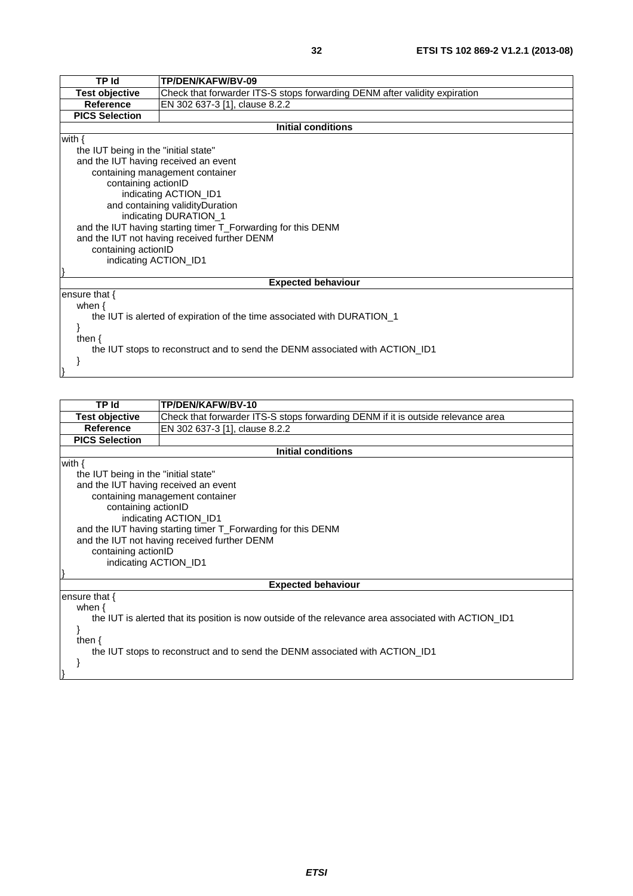| TP Id | TP/DEN/KAFW/BV-09 |
|---|---|
| **Test objective** | Check that forwarder ITS-S stops forwarding DENM after validity expiration |
| **Reference** | EN 302 637-3 [1], clause 8.2.2 |
| **PICS Selection** | |
| **Initial conditions** | |
| with {<br>the IUT being in the "initial state"<br>and the IUT having received an event<br>containing management container<br>containing actionID<br>indicating ACTION_ID1<br>and containing validityDuration<br>indicating DURATION_1<br>and the IUT having starting timer T_Forwarding for this DENM<br>and the IUT not having received further DENM<br>containing actionID<br>indicating ACTION_ID1<br>} | |
| **Expected behaviour** | |
| ensure that {<br>when {<br>the IUT is alerted of expiration of the time associated with DURATION_1<br>}<br>then {<br>the IUT stops to reconstruct and to send the DENM associated with ACTION_ID1<br>}<br>} | |

| TP Id | TP/DEN/KAFW/BV-10 |
|---|---|
| **Test objective** | Check that forwarder ITS-S stops forwarding DENM if it is outside relevance area |
| **Reference** | EN 302 637-3 [1], clause 8.2.2 |
| **PICS Selection** | |
| **Initial conditions** | |
| with {<br>the IUT being in the "initial state"<br>and the IUT having received an event<br>containing management container<br>containing actionID<br>indicating ACTION_ID1<br>and the IUT having starting timer T_Forwarding for this DENM<br>and the IUT not having received further DENM<br>containing actionID<br>indicating ACTION_ID1<br>} | |
| **Expected behaviour** | |
| ensure that {<br>when {<br>the IUT is alerted that its position is now outside of the relevance area associated with ACTION_ID1<br>}<br>then {<br>the IUT stops to reconstruct and to send the DENM associated with ACTION_ID1<br>}<br>} | |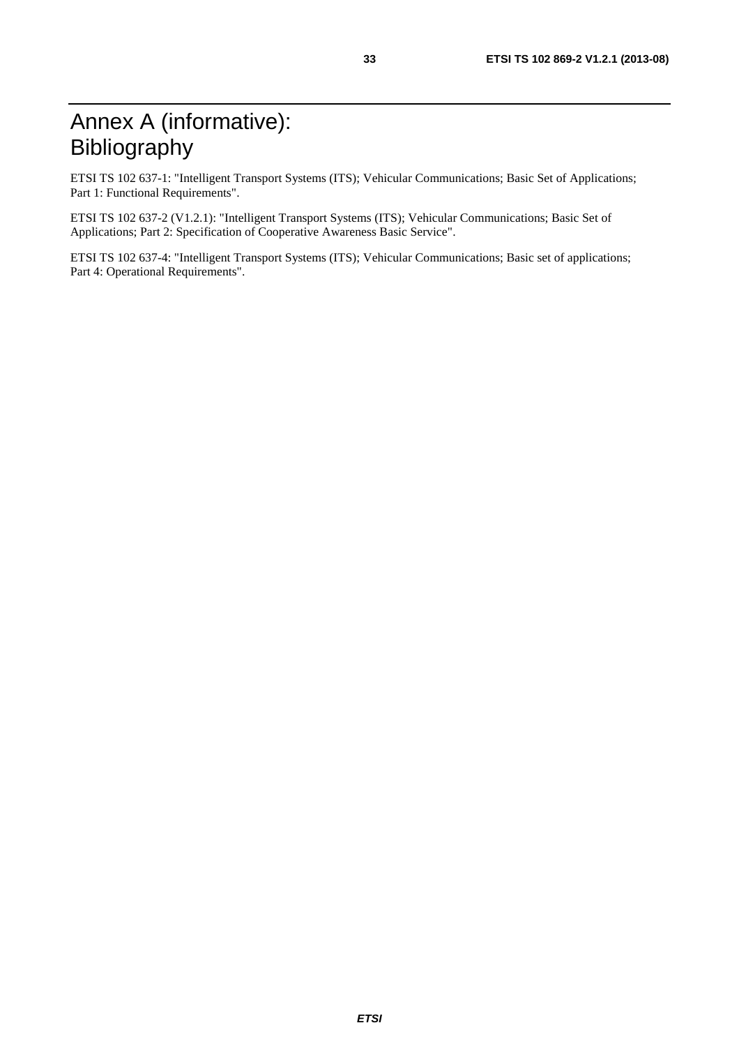# Annex A (informative): Bibliography

ETSI TS 102 637-1: "Intelligent Transport Systems (ITS); Vehicular Communications; Basic Set of Applications; Part 1: Functional Requirements".

ETSI TS 102 637-2 (V1.2.1): "Intelligent Transport Systems (ITS); Vehicular Communications; Basic Set of Applications; Part 2: Specification of Cooperative Awareness Basic Service".

ETSI TS 102 637-4: "Intelligent Transport Systems (ITS); Vehicular Communications; Basic set of applications; Part 4: Operational Requirements".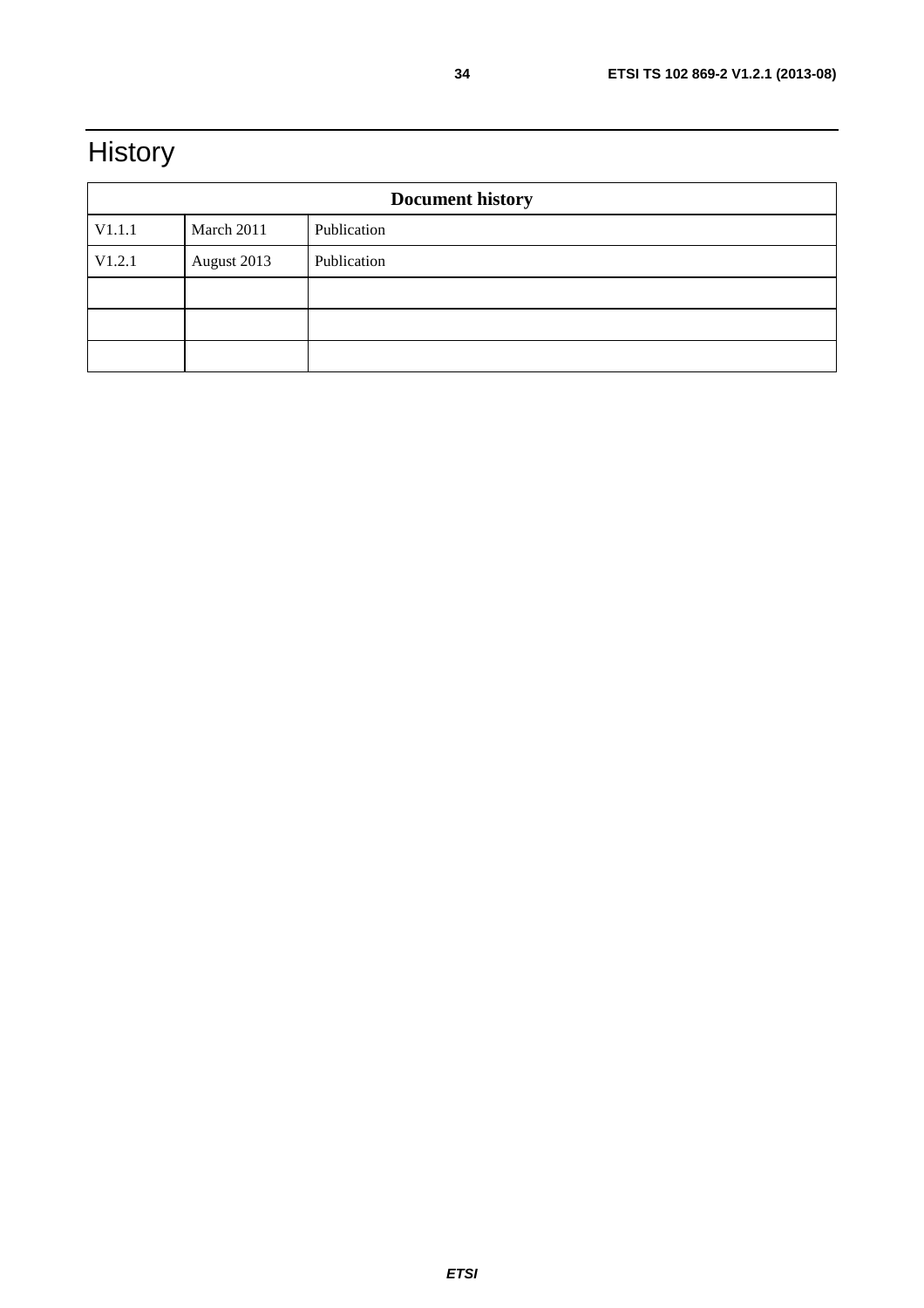# History

| Document history | | |
| --- | --- | --- |
| V1.1.1 | March 2011 | Publication |
| V1.2.1 | August 2013 | Publication |
| | | |
| | | |
| | | |